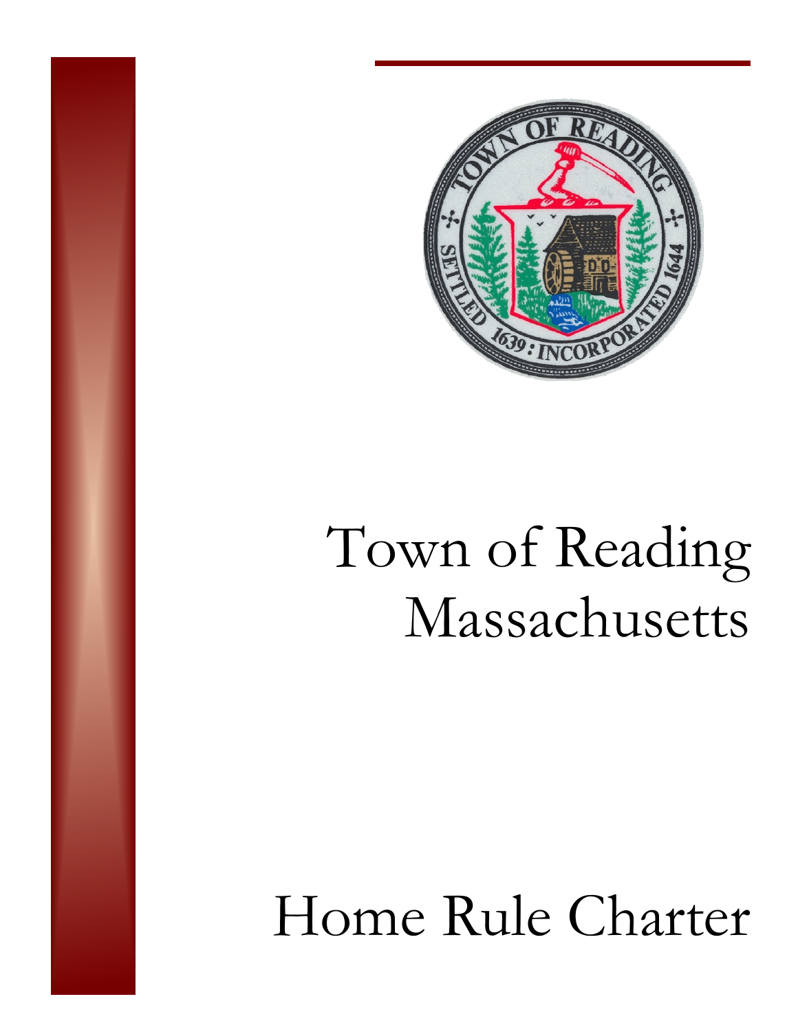# Town of Reading Massachusetts

# Home Rule Charter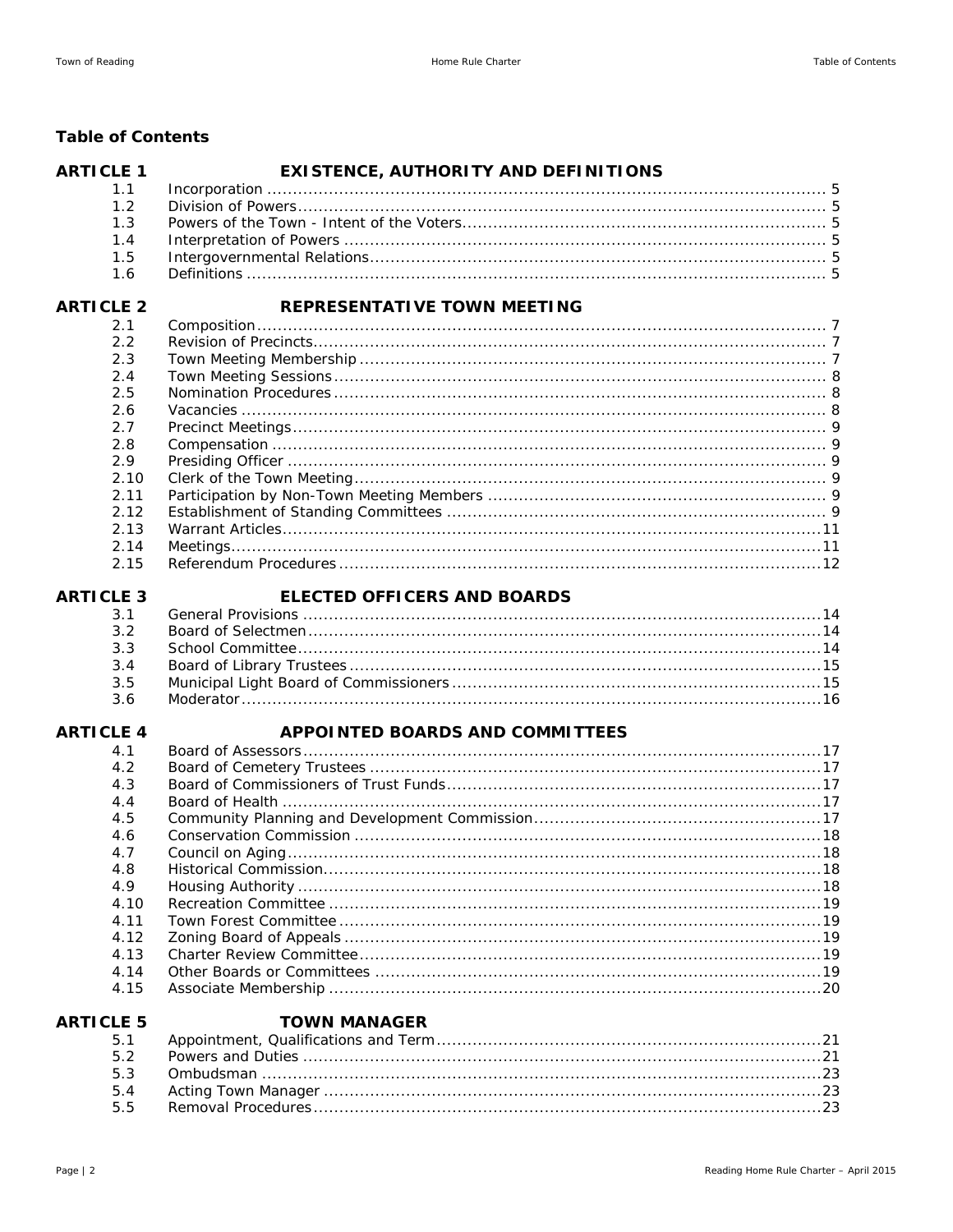## Table of Contents

| ARTICLE 1 | EXISTENCE, AUTHORITY AND DEFINITIONS | |
|---|---|---|
| 1.1 | Incorporation | 5 |
| 1.2 | Division of Powers | 5 |
| 1.3 | Powers of the Town - Intent of the Voters | 5 |
| 1.4 | Interpretation of Powers | 5 |
| 1.5 | Intergovernmental Relations | 5 |
| 1.6 | Definitions | 5 |
| **ARTICLE 2** | **REPRESENTATIVE TOWN MEETING** | |
| 2.1 | Composition | 7 |
| 2.2 | Revision of Precincts | 7 |
| 2.3 | Town Meeting Membership | 7 |
| 2.4 | Town Meeting Sessions | 8 |
| 2.5 | Nomination Procedures | 8 |
| 2.6 | Vacancies | 8 |
| 2.7 | Precinct Meetings | 9 |
| 2.8 | Compensation | 9 |
| 2.9 | Presiding Officer | 9 |
| 2.10 | Clerk of the Town Meeting | 9 |
| 2.11 | Participation by Non-Town Meeting Members | 9 |
| 2.12 | Establishment of Standing Committees | 9 |
| 2.13 | Warrant Articles | 11 |
| 2.14 | Meetings | 11 |
| 2.15 | Referendum Procedures | 12 |
| **ARTICLE 3** | **ELECTED OFFICERS AND BOARDS** | |
| 3.1 | General Provisions | 14 |
| 3.2 | Board of Selectmen | 14 |
| 3.3 | School Committee | 14 |
| 3.4 | Board of Library Trustees | 15 |
| 3.5 | Municipal Light Board of Commissioners | 15 |
| 3.6 | Moderator | 16 |
| **ARTICLE 4** | **APPOINTED BOARDS AND COMMITTEES** | |
| 4.1 | Board of Assessors | 17 |
| 4.2 | Board of Cemetery Trustees | 17 |
| 4.3 | Board of Commissioners of Trust Funds | 17 |
| 4.4 | Board of Health | 17 |
| 4.5 | Community Planning and Development Commission | 17 |
| 4.6 | Conservation Commission | 18 |
| 4.7 | Council on Aging | 18 |
| 4.8 | Historical Commission | 18 |
| 4.9 | Housing Authority | 18 |
| 4.10 | Recreation Committee | 19 |
| 4.11 | Town Forest Committee | 19 |
| 4.12 | Zoning Board of Appeals | 19 |
| 4.13 | Charter Review Committee | 19 |
| 4.14 | Other Boards or Committees | 19 |
| 4.15 | Associate Membership | 20 |
| **ARTICLE 5** | **TOWN MANAGER** | |
| 5.1 | Appointment, Qualifications and Term | 21 |
| 5.2 | Powers and Duties | 21 |
| 5.3 | Ombudsman | 23 |
| 5.4 | Acting Town Manager | 23 |
| 5.5 | Removal Procedures | 23 |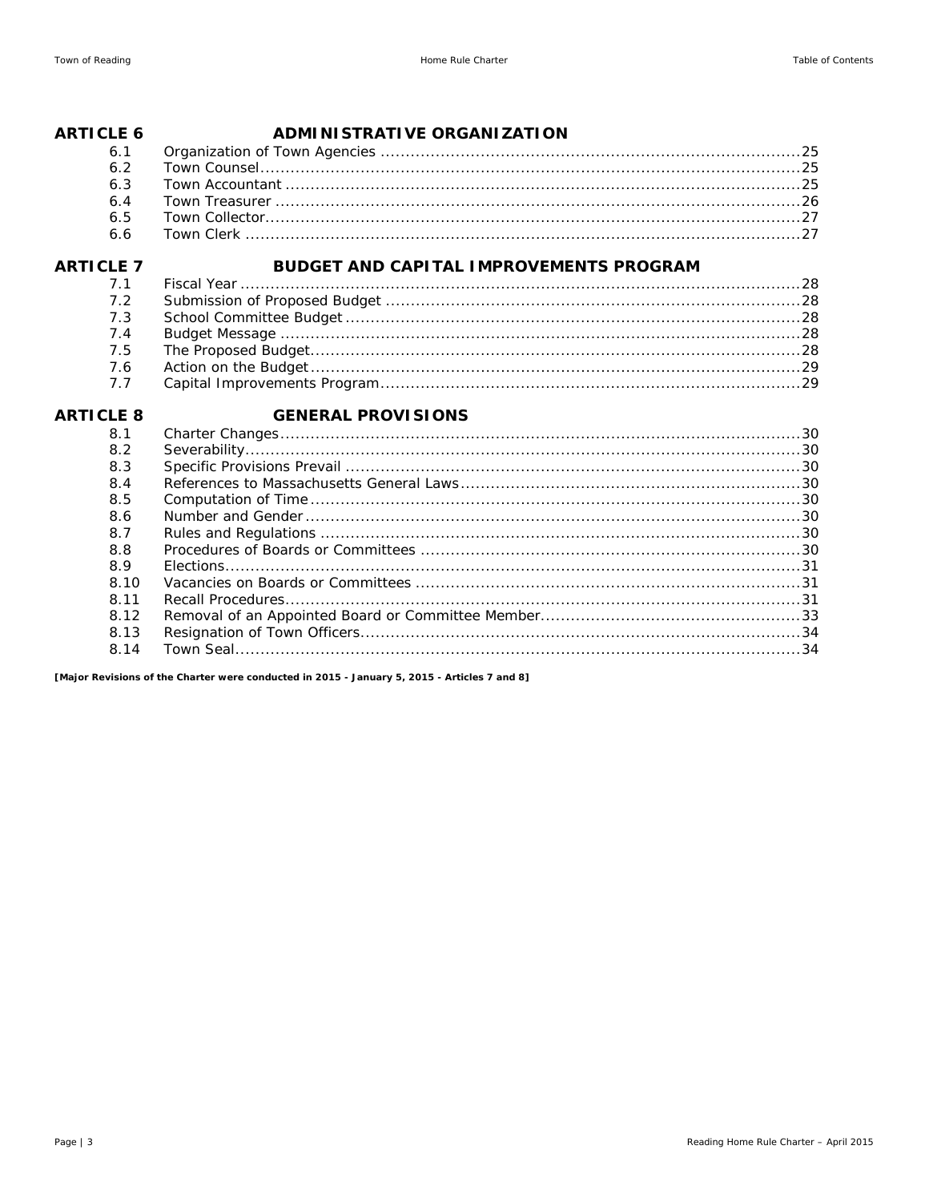| **ARTICLE 6** | **ADMINISTRATIVE ORGANIZATION** | |
|---|---|---|
| 6.1 | Organization of Town Agencies | 25 |
| 6.2 | Town Counsel | 25 |
| 6.3 | Town Accountant | 25 |
| 6.4 | Town Treasurer | 26 |
| 6.5 | Town Collector | 27 |
| 6.6 | Town Clerk | 27 |

| **ARTICLE 7** | **BUDGET AND CAPITAL IMPROVEMENTS PROGRAM** | |
|---|---|---|
| 7.1 | Fiscal Year | 28 |
| 7.2 | Submission of Proposed Budget | 28 |
| 7.3 | School Committee Budget | 28 |
| 7.4 | Budget Message | 28 |
| 7.5 | The Proposed Budget | 28 |
| 7.6 | Action on the Budget | 29 |
| 7.7 | Capital Improvements Program | 29 |

| **ARTICLE 8** | **GENERAL PROVISIONS** | |
|---|---|---|
| 8.1 | Charter Changes | 30 |
| 8.2 | Severability | 30 |
| 8.3 | Specific Provisions Prevail | 30 |
| 8.4 | References to Massachusetts General Laws | 30 |
| 8.5 | Computation of Time | 30 |
| 8.6 | Number and Gender | 30 |
| 8.7 | Rules and Regulations | 30 |
| 8.8 | Procedures of Boards or Committees | 30 |
| 8.9 | Elections | 31 |
| 8.10 | Vacancies on Boards or Committees | 31 |
| 8.11 | Recall Procedures | 31 |
| 8.12 | Removal of an Appointed Board or Committee Member | 33 |
| 8.13 | Resignation of Town Officers | 34 |
| 8.14 | Town Seal | 34 |

**[Major Revisions of the Charter were conducted in 2015 - January 5, 2015 - Articles 7 and 8]**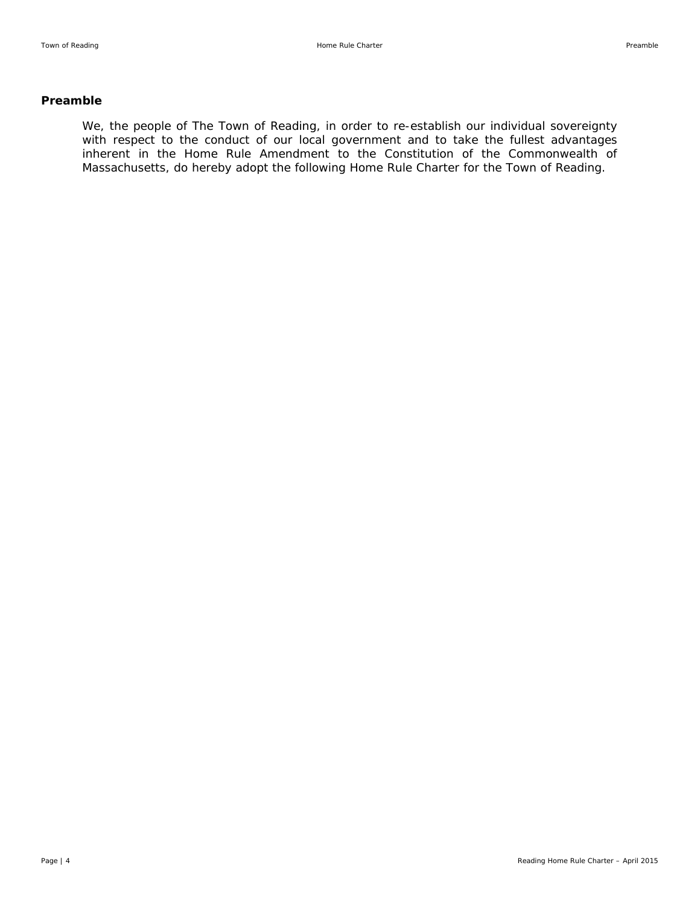## Preamble

We, the people of The Town of Reading, in order to re-establish our individual sovereignty with respect to the conduct of our local government and to take the fullest advantages inherent in the Home Rule Amendment to the Constitution of the Commonwealth of Massachusetts, do hereby adopt the following Home Rule Charter for the Town of Reading.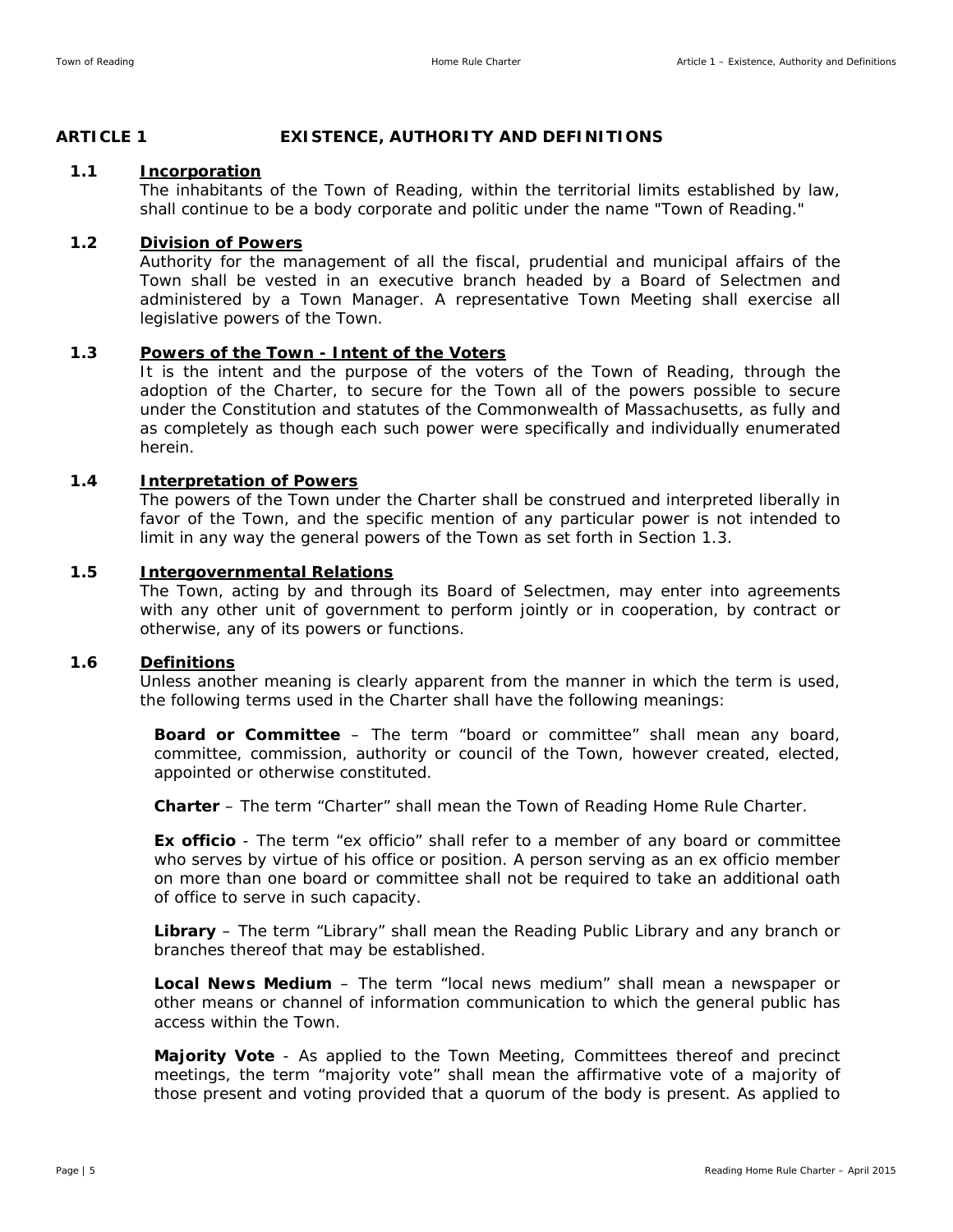# ARTICLE 1 EXISTENCE, AUTHORITY AND DEFINITIONS

## 1.1 Incorporation

The inhabitants of the Town of Reading, within the territorial limits established by law, shall continue to be a body corporate and politic under the name "Town of Reading."

## 1.2 Division of Powers

Authority for the management of all the fiscal, prudential and municipal affairs of the Town shall be vested in an executive branch headed by a Board of Selectmen and administered by a Town Manager. A representative Town Meeting shall exercise all legislative powers of the Town.

## 1.3 Powers of the Town - Intent of the Voters

It is the intent and the purpose of the voters of the Town of Reading, through the adoption of the Charter, to secure for the Town all of the powers possible to secure under the Constitution and statutes of the Commonwealth of Massachusetts, as fully and as completely as though each such power were specifically and individually enumerated herein.

## 1.4 Interpretation of Powers

The powers of the Town under the Charter shall be construed and interpreted liberally in favor of the Town, and the specific mention of any particular power is not intended to limit in any way the general powers of the Town as set forth in Section 1.3.

## 1.5 Intergovernmental Relations

The Town, acting by and through its Board of Selectmen, may enter into agreements with any other unit of government to perform jointly or in cooperation, by contract or otherwise, any of its powers or functions.

## 1.6 Definitions

Unless another meaning is clearly apparent from the manner in which the term is used, the following terms used in the Charter shall have the following meanings:

**Board or Committee** – The term "board or committee" shall mean any board, committee, commission, authority or council of the Town, however created, elected, appointed or otherwise constituted.

**Charter** – The term "Charter" shall mean the Town of Reading Home Rule Charter.

**Ex officio** - The term "ex officio" shall refer to a member of any board or committee who serves by virtue of his office or position. A person serving as an ex officio member on more than one board or committee shall not be required to take an additional oath of office to serve in such capacity.

**Library** – The term "Library" shall mean the Reading Public Library and any branch or branches thereof that may be established.

**Local News Medium** – The term "local news medium" shall mean a newspaper or other means or channel of information communication to which the general public has access within the Town.

**Majority Vote** - As applied to the Town Meeting, Committees thereof and precinct meetings, the term "majority vote" shall mean the affirmative vote of a majority of those present and voting provided that a quorum of the body is present. As applied to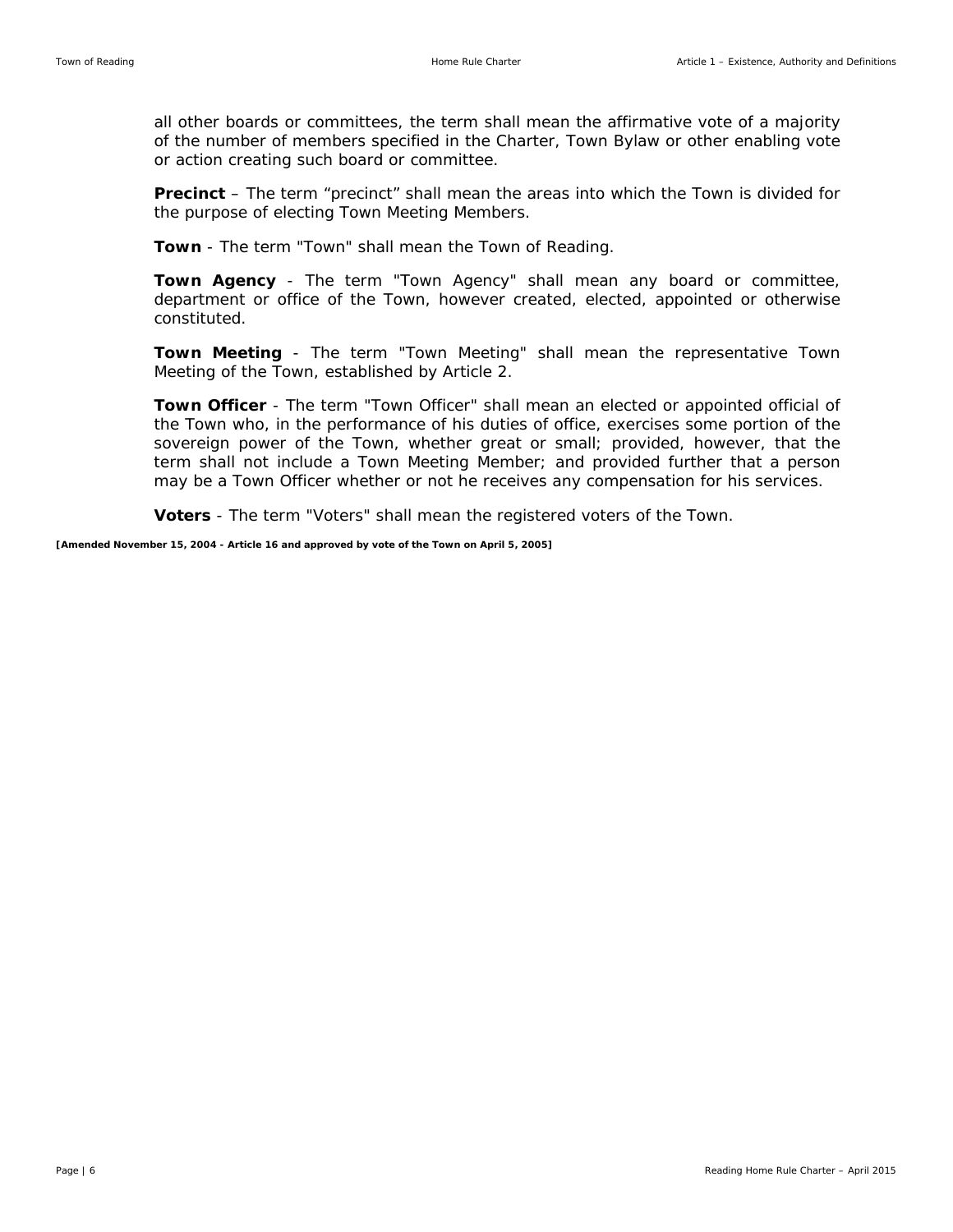all other boards or committees, the term shall mean the affirmative vote of a majority of the number of members specified in the Charter, Town Bylaw or other enabling vote or action creating such board or committee.

**Precinct** – The term "precinct" shall mean the areas into which the Town is divided for the purpose of electing Town Meeting Members.

**Town** - The term "Town" shall mean the Town of Reading.

**Town Agency** - The term "Town Agency" shall mean any board or committee, department or office of the Town, however created, elected, appointed or otherwise constituted.

**Town Meeting** - The term "Town Meeting" shall mean the representative Town Meeting of the Town, established by Article 2.

**Town Officer** - The term "Town Officer" shall mean an elected or appointed official of the Town who, in the performance of his duties of office, exercises some portion of the sovereign power of the Town, whether great or small; provided, however, that the term shall not include a Town Meeting Member; and provided further that a person may be a Town Officer whether or not he receives any compensation for his services.

**Voters** - The term "Voters" shall mean the registered voters of the Town.

**[Amended November 15, 2004 - Article 16 and approved by vote of the Town on April 5, 2005]**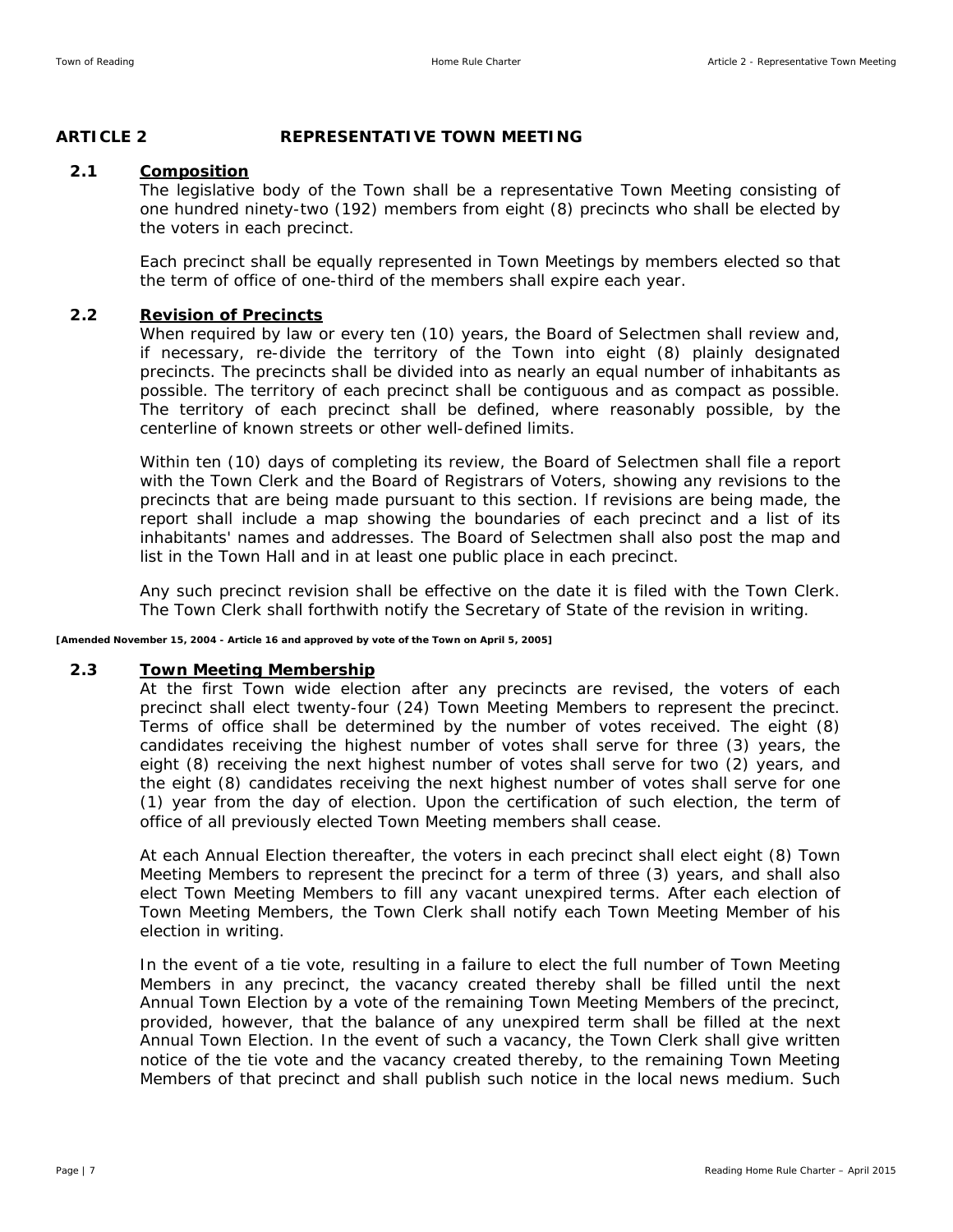## ARTICLE 2 REPRESENTATIVE TOWN MEETING

### 2.1 Composition

The legislative body of the Town shall be a representative Town Meeting consisting of one hundred ninety-two (192) members from eight (8) precincts who shall be elected by the voters in each precinct.

Each precinct shall be equally represented in Town Meetings by members elected so that the term of office of one-third of the members shall expire each year.

### 2.2 Revision of Precincts

When required by law or every ten (10) years, the Board of Selectmen shall review and, if necessary, re-divide the territory of the Town into eight (8) plainly designated precincts. The precincts shall be divided into as nearly an equal number of inhabitants as possible. The territory of each precinct shall be contiguous and as compact as possible. The territory of each precinct shall be defined, where reasonably possible, by the centerline of known streets or other well-defined limits.

Within ten (10) days of completing its review, the Board of Selectmen shall file a report with the Town Clerk and the Board of Registrars of Voters, showing any revisions to the precincts that are being made pursuant to this section. If revisions are being made, the report shall include a map showing the boundaries of each precinct and a list of its inhabitants' names and addresses. The Board of Selectmen shall also post the map and list in the Town Hall and in at least one public place in each precinct.

Any such precinct revision shall be effective on the date it is filed with the Town Clerk. The Town Clerk shall forthwith notify the Secretary of State of the revision in writing.

**[Amended November 15, 2004 - Article 16 and approved by vote of the Town on April 5, 2005]**

### 2.3 Town Meeting Membership

At the first Town wide election after any precincts are revised, the voters of each precinct shall elect twenty-four (24) Town Meeting Members to represent the precinct. Terms of office shall be determined by the number of votes received. The eight (8) candidates receiving the highest number of votes shall serve for three (3) years, the eight (8) receiving the next highest number of votes shall serve for two (2) years, and the eight (8) candidates receiving the next highest number of votes shall serve for one (1) year from the day of election. Upon the certification of such election, the term of office of all previously elected Town Meeting members shall cease.

At each Annual Election thereafter, the voters in each precinct shall elect eight (8) Town Meeting Members to represent the precinct for a term of three (3) years, and shall also elect Town Meeting Members to fill any vacant unexpired terms. After each election of Town Meeting Members, the Town Clerk shall notify each Town Meeting Member of his election in writing.

In the event of a tie vote, resulting in a failure to elect the full number of Town Meeting Members in any precinct, the vacancy created thereby shall be filled until the next Annual Town Election by a vote of the remaining Town Meeting Members of the precinct, provided, however, that the balance of any unexpired term shall be filled at the next Annual Town Election. In the event of such a vacancy, the Town Clerk shall give written notice of the tie vote and the vacancy created thereby, to the remaining Town Meeting Members of that precinct and shall publish such notice in the local news medium. Such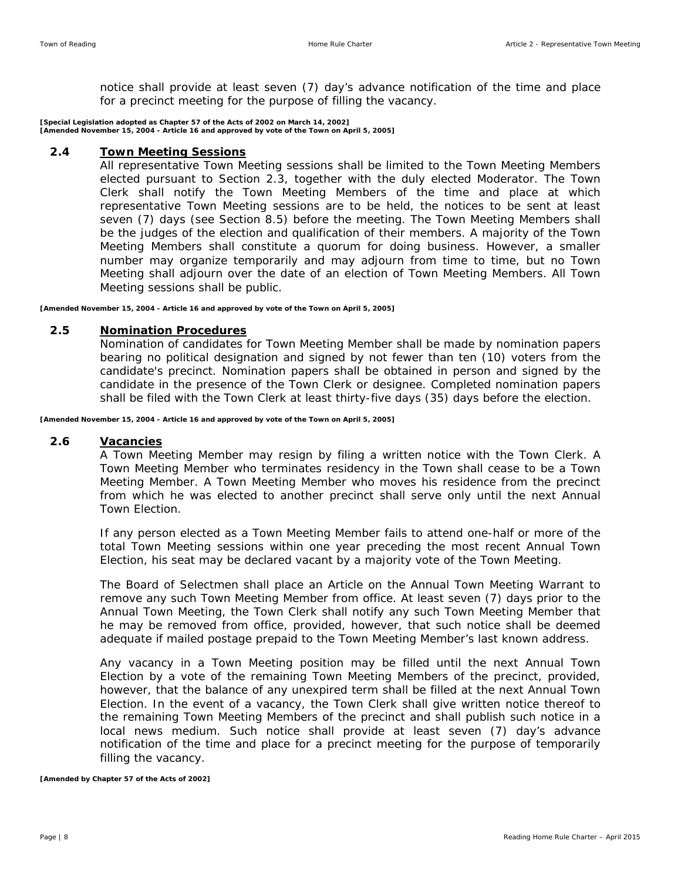notice shall provide at least seven (7) day's advance notification of the time and place for a precinct meeting for the purpose of filling the vacancy.

**[Special Legislation adopted as Chapter 57 of the Acts of 2002 on March 14, 2002]**
**[Amended November 15, 2004 - Article 16 and approved by vote of the Town on April 5, 2005]**

### 2.4 Town Meeting Sessions

All representative Town Meeting sessions shall be limited to the Town Meeting Members elected pursuant to Section 2.3, together with the duly elected Moderator. The Town Clerk shall notify the Town Meeting Members of the time and place at which representative Town Meeting sessions are to be held, the notices to be sent at least seven (7) days (see Section 8.5) before the meeting. The Town Meeting Members shall be the judges of the election and qualification of their members. A majority of the Town Meeting Members shall constitute a quorum for doing business. However, a smaller number may organize temporarily and may adjourn from time to time, but no Town Meeting shall adjourn over the date of an election of Town Meeting Members. All Town Meeting sessions shall be public.

**[Amended November 15, 2004 - Article 16 and approved by vote of the Town on April 5, 2005]**

### 2.5 Nomination Procedures

Nomination of candidates for Town Meeting Member shall be made by nomination papers bearing no political designation and signed by not fewer than ten (10) voters from the candidate's precinct. Nomination papers shall be obtained in person and signed by the candidate in the presence of the Town Clerk or designee. Completed nomination papers shall be filed with the Town Clerk at least thirty-five days (35) days before the election.

**[Amended November 15, 2004 - Article 16 and approved by vote of the Town on April 5, 2005]**

### 2.6 Vacancies

A Town Meeting Member may resign by filing a written notice with the Town Clerk. A Town Meeting Member who terminates residency in the Town shall cease to be a Town Meeting Member. A Town Meeting Member who moves his residence from the precinct from which he was elected to another precinct shall serve only until the next Annual Town Election.

If any person elected as a Town Meeting Member fails to attend one-half or more of the total Town Meeting sessions within one year preceding the most recent Annual Town Election, his seat may be declared vacant by a majority vote of the Town Meeting.

The Board of Selectmen shall place an Article on the Annual Town Meeting Warrant to remove any such Town Meeting Member from office. At least seven (7) days prior to the Annual Town Meeting, the Town Clerk shall notify any such Town Meeting Member that he may be removed from office, provided, however, that such notice shall be deemed adequate if mailed postage prepaid to the Town Meeting Member's last known address.

Any vacancy in a Town Meeting position may be filled until the next Annual Town Election by a vote of the remaining Town Meeting Members of the precinct, provided, however, that the balance of any unexpired term shall be filled at the next Annual Town Election. In the event of a vacancy, the Town Clerk shall give written notice thereof to the remaining Town Meeting Members of the precinct and shall publish such notice in a local news medium. Such notice shall provide at least seven (7) day's advance notification of the time and place for a precinct meeting for the purpose of temporarily filling the vacancy.

**[Amended by Chapter 57 of the Acts of 2002]**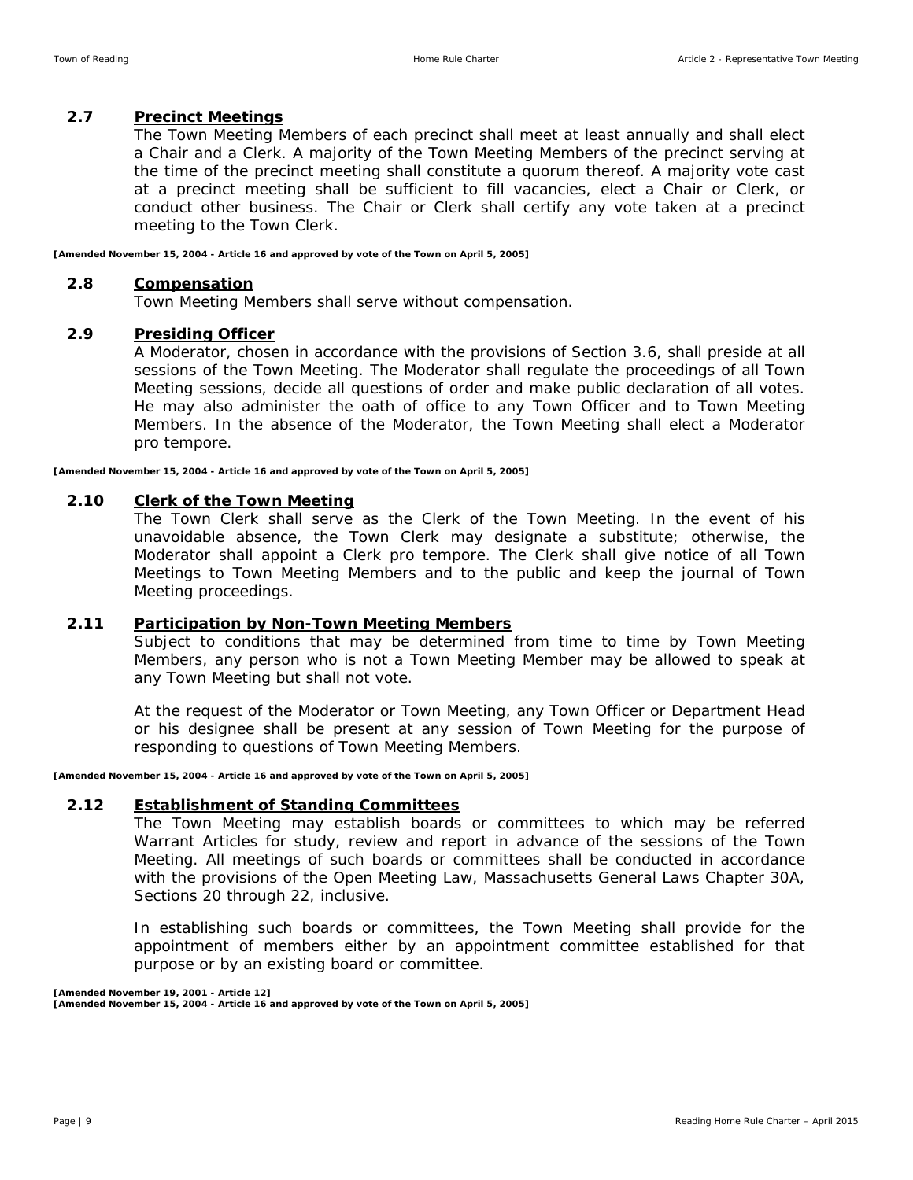### 2.7 Precinct Meetings

The Town Meeting Members of each precinct shall meet at least annually and shall elect a Chair and a Clerk. A majority of the Town Meeting Members of the precinct serving at the time of the precinct meeting shall constitute a quorum thereof. A majority vote cast at a precinct meeting shall be sufficient to fill vacancies, elect a Chair or Clerk, or conduct other business. The Chair or Clerk shall certify any vote taken at a precinct meeting to the Town Clerk.

**[Amended November 15, 2004 - Article 16 and approved by vote of the Town on April 5, 2005]**

### 2.8 Compensation

Town Meeting Members shall serve without compensation.

### 2.9 Presiding Officer

A Moderator, chosen in accordance with the provisions of Section 3.6, shall preside at all sessions of the Town Meeting. The Moderator shall regulate the proceedings of all Town Meeting sessions, decide all questions of order and make public declaration of all votes. He may also administer the oath of office to any Town Officer and to Town Meeting Members. In the absence of the Moderator, the Town Meeting shall elect a Moderator pro tempore.

**[Amended November 15, 2004 - Article 16 and approved by vote of the Town on April 5, 2005]**

### 2.10 Clerk of the Town Meeting

The Town Clerk shall serve as the Clerk of the Town Meeting. In the event of his unavoidable absence, the Town Clerk may designate a substitute; otherwise, the Moderator shall appoint a Clerk pro tempore. The Clerk shall give notice of all Town Meetings to Town Meeting Members and to the public and keep the journal of Town Meeting proceedings.

### 2.11 Participation by Non-Town Meeting Members

Subject to conditions that may be determined from time to time by Town Meeting Members, any person who is not a Town Meeting Member may be allowed to speak at any Town Meeting but shall not vote.

At the request of the Moderator or Town Meeting, any Town Officer or Department Head or his designee shall be present at any session of Town Meeting for the purpose of responding to questions of Town Meeting Members.

**[Amended November 15, 2004 - Article 16 and approved by vote of the Town on April 5, 2005]**

### 2.12 Establishment of Standing Committees

The Town Meeting may establish boards or committees to which may be referred Warrant Articles for study, review and report in advance of the sessions of the Town Meeting. All meetings of such boards or committees shall be conducted in accordance with the provisions of the Open Meeting Law, Massachusetts General Laws Chapter 30A, Sections 20 through 22, inclusive.

In establishing such boards or committees, the Town Meeting shall provide for the appointment of members either by an appointment committee established for that purpose or by an existing board or committee.

**[Amended November 19, 2001 - Article 12]**
**[Amended November 15, 2004 - Article 16 and approved by vote of the Town on April 5, 2005]**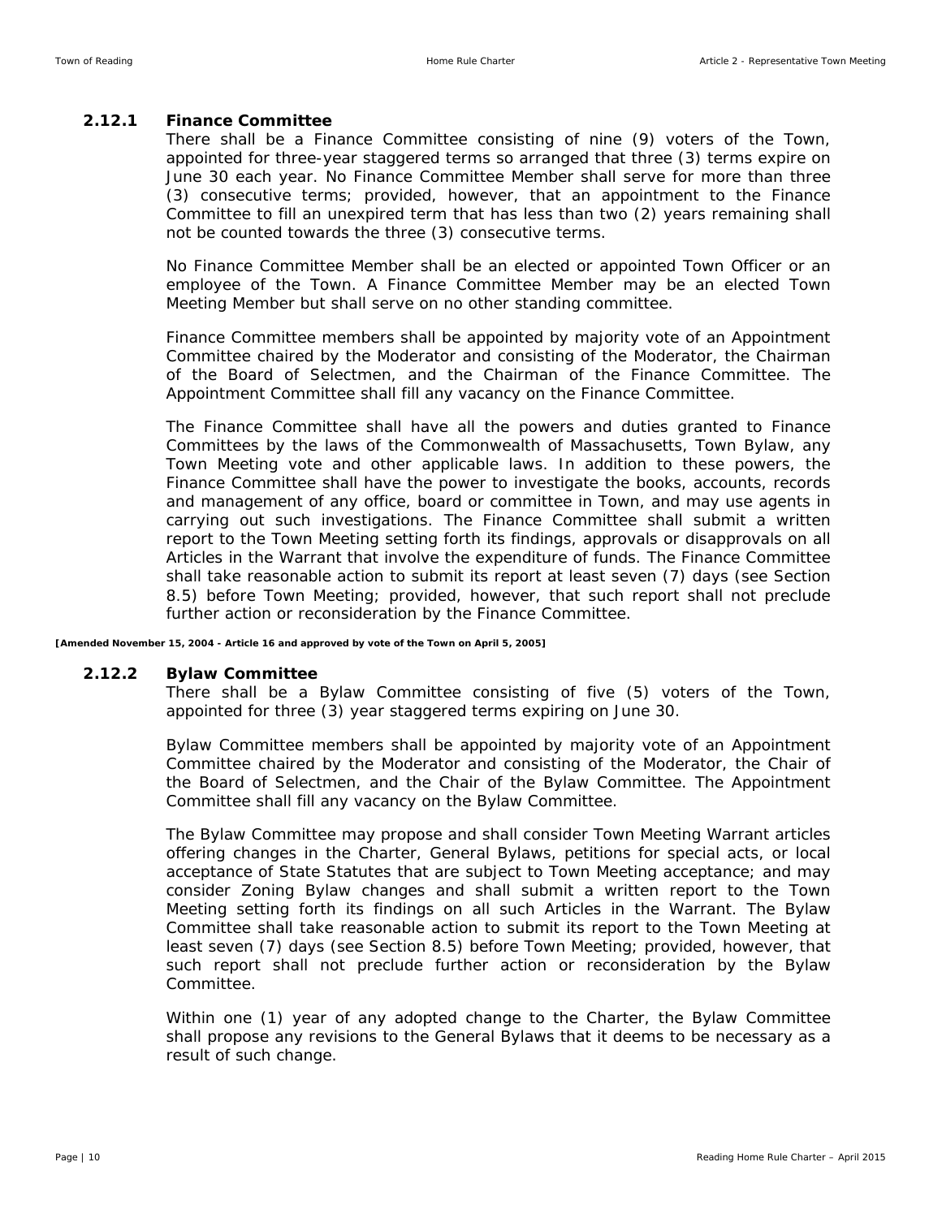### 2.12.1 Finance Committee

There shall be a Finance Committee consisting of nine (9) voters of the Town, appointed for three-year staggered terms so arranged that three (3) terms expire on June 30 each year. No Finance Committee Member shall serve for more than three (3) consecutive terms; provided, however, that an appointment to the Finance Committee to fill an unexpired term that has less than two (2) years remaining shall not be counted towards the three (3) consecutive terms.

No Finance Committee Member shall be an elected or appointed Town Officer or an employee of the Town. A Finance Committee Member may be an elected Town Meeting Member but shall serve on no other standing committee.

Finance Committee members shall be appointed by majority vote of an Appointment Committee chaired by the Moderator and consisting of the Moderator, the Chairman of the Board of Selectmen, and the Chairman of the Finance Committee. The Appointment Committee shall fill any vacancy on the Finance Committee.

The Finance Committee shall have all the powers and duties granted to Finance Committees by the laws of the Commonwealth of Massachusetts, Town Bylaw, any Town Meeting vote and other applicable laws. In addition to these powers, the Finance Committee shall have the power to investigate the books, accounts, records and management of any office, board or committee in Town, and may use agents in carrying out such investigations. The Finance Committee shall submit a written report to the Town Meeting setting forth its findings, approvals or disapprovals on all Articles in the Warrant that involve the expenditure of funds. The Finance Committee shall take reasonable action to submit its report at least seven (7) days (see Section 8.5) before Town Meeting; provided, however, that such report shall not preclude further action or reconsideration by the Finance Committee.

**[Amended November 15, 2004 - Article 16 and approved by vote of the Town on April 5, 2005]**

### 2.12.2 Bylaw Committee

There shall be a Bylaw Committee consisting of five (5) voters of the Town, appointed for three (3) year staggered terms expiring on June 30.

Bylaw Committee members shall be appointed by majority vote of an Appointment Committee chaired by the Moderator and consisting of the Moderator, the Chair of the Board of Selectmen, and the Chair of the Bylaw Committee. The Appointment Committee shall fill any vacancy on the Bylaw Committee.

The Bylaw Committee may propose and shall consider Town Meeting Warrant articles offering changes in the Charter, General Bylaws, petitions for special acts, or local acceptance of State Statutes that are subject to Town Meeting acceptance; and may consider Zoning Bylaw changes and shall submit a written report to the Town Meeting setting forth its findings on all such Articles in the Warrant. The Bylaw Committee shall take reasonable action to submit its report to the Town Meeting at least seven (7) days (see Section 8.5) before Town Meeting; provided, however, that such report shall not preclude further action or reconsideration by the Bylaw Committee.

Within one (1) year of any adopted change to the Charter, the Bylaw Committee shall propose any revisions to the General Bylaws that it deems to be necessary as a result of such change.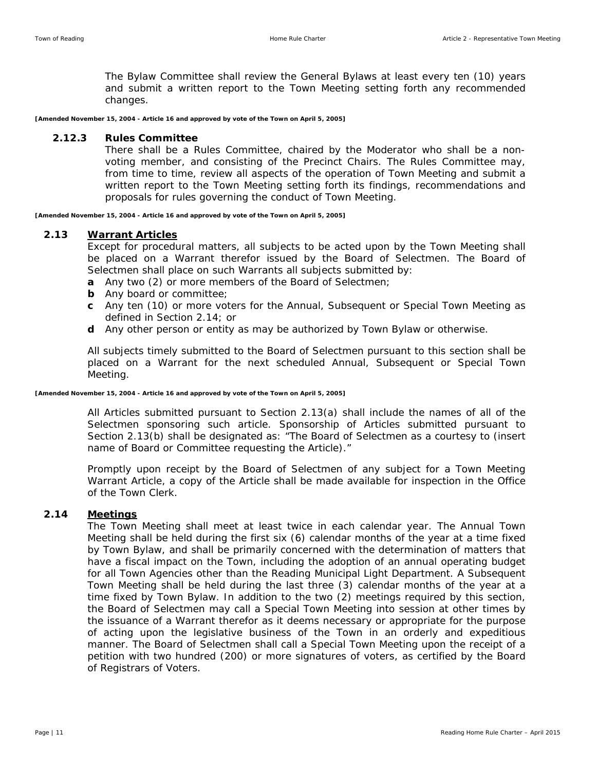The Bylaw Committee shall review the General Bylaws at least every ten (10) years and submit a written report to the Town Meeting setting forth any recommended changes.

**[Amended November 15, 2004 - Article 16 and approved by vote of the Town on April 5, 2005]**

#### 2.12.3 Rules Committee

There shall be a Rules Committee, chaired by the Moderator who shall be a non-voting member, and consisting of the Precinct Chairs. The Rules Committee may, from time to time, review all aspects of the operation of Town Meeting and submit a written report to the Town Meeting setting forth its findings, recommendations and proposals for rules governing the conduct of Town Meeting.

**[Amended November 15, 2004 - Article 16 and approved by vote of the Town on April 5, 2005]**

### 2.13 Warrant Articles

Except for procedural matters, all subjects to be acted upon by the Town Meeting shall be placed on a Warrant therefor issued by the Board of Selectmen. The Board of Selectmen shall place on such Warrants all subjects submitted by:

- **a** Any two (2) or more members of the Board of Selectmen;
- **b** Any board or committee;
- **c** Any ten (10) or more voters for the Annual, Subsequent or Special Town Meeting as defined in Section 2.14; or
- **d** Any other person or entity as may be authorized by Town Bylaw or otherwise.

All subjects timely submitted to the Board of Selectmen pursuant to this section shall be placed on a Warrant for the next scheduled Annual, Subsequent or Special Town Meeting.

**[Amended November 15, 2004 - Article 16 and approved by vote of the Town on April 5, 2005]**

All Articles submitted pursuant to Section 2.13(a) shall include the names of all of the Selectmen sponsoring such article. Sponsorship of Articles submitted pursuant to Section 2.13(b) shall be designated as: "The Board of Selectmen as a courtesy to (insert name of Board or Committee requesting the Article)."

Promptly upon receipt by the Board of Selectmen of any subject for a Town Meeting Warrant Article, a copy of the Article shall be made available for inspection in the Office of the Town Clerk.

### 2.14 Meetings

The Town Meeting shall meet at least twice in each calendar year. The Annual Town Meeting shall be held during the first six (6) calendar months of the year at a time fixed by Town Bylaw, and shall be primarily concerned with the determination of matters that have a fiscal impact on the Town, including the adoption of an annual operating budget for all Town Agencies other than the Reading Municipal Light Department. A Subsequent Town Meeting shall be held during the last three (3) calendar months of the year at a time fixed by Town Bylaw. In addition to the two (2) meetings required by this section, the Board of Selectmen may call a Special Town Meeting into session at other times by the issuance of a Warrant therefor as it deems necessary or appropriate for the purpose of acting upon the legislative business of the Town in an orderly and expeditious manner. The Board of Selectmen shall call a Special Town Meeting upon the receipt of a petition with two hundred (200) or more signatures of voters, as certified by the Board of Registrars of Voters.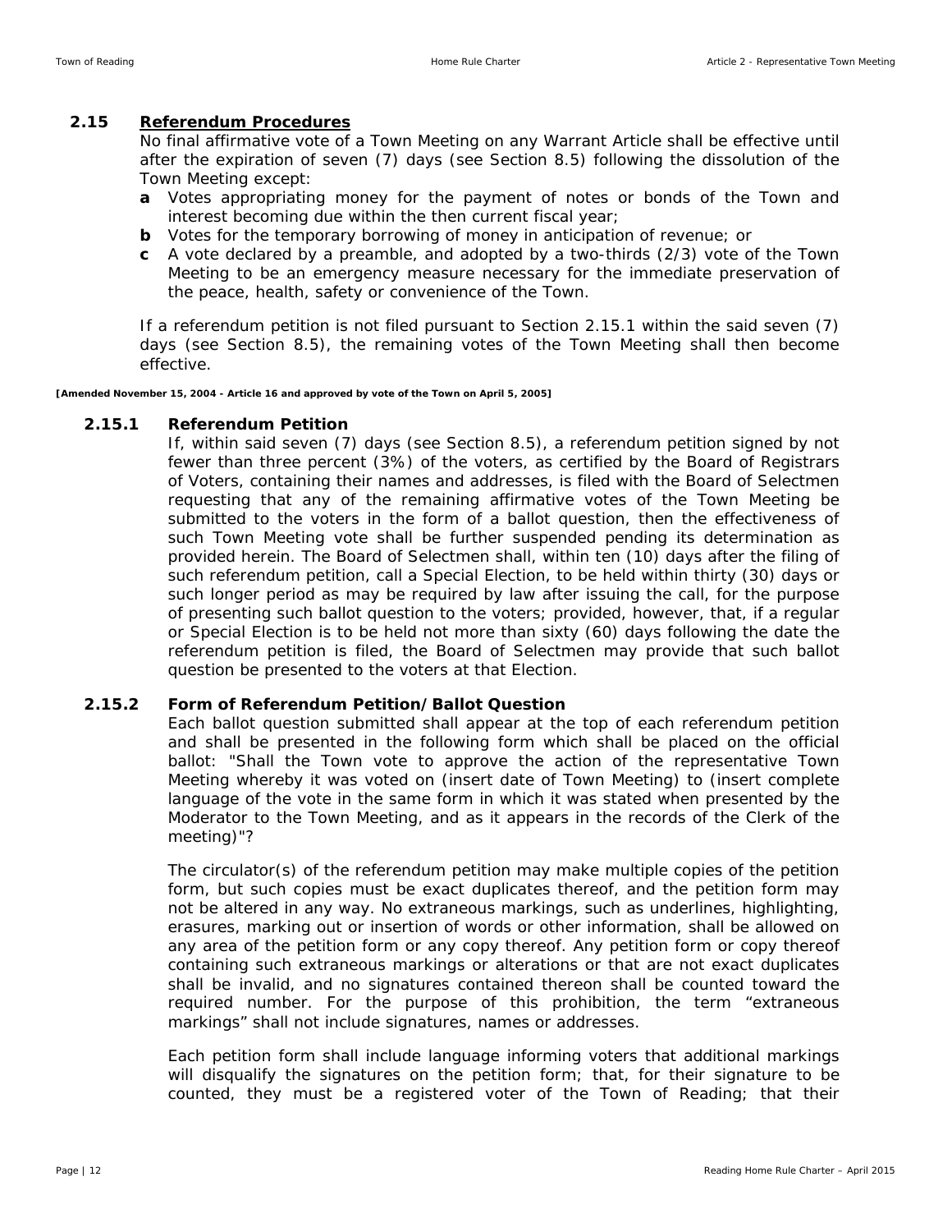## 2.15 Referendum Procedures

No final affirmative vote of a Town Meeting on any Warrant Article shall be effective until after the expiration of seven (7) days (see Section 8.5) following the dissolution of the Town Meeting except:

- **a** Votes appropriating money for the payment of notes or bonds of the Town and interest becoming due within the then current fiscal year;
- **b** Votes for the temporary borrowing of money in anticipation of revenue; or
- **c** A vote declared by a preamble, and adopted by a two-thirds (2/3) vote of the Town Meeting to be an emergency measure necessary for the immediate preservation of the peace, health, safety or convenience of the Town.

If a referendum petition is not filed pursuant to Section 2.15.1 within the said seven (7) days (see Section 8.5), the remaining votes of the Town Meeting shall then become effective.

**[Amended November 15, 2004 - Article 16 and approved by vote of the Town on April 5, 2005]**

### 2.15.1 Referendum Petition

If, within said seven (7) days (see Section 8.5), a referendum petition signed by not fewer than three percent (3%) of the voters, as certified by the Board of Registrars of Voters, containing their names and addresses, is filed with the Board of Selectmen requesting that any of the remaining affirmative votes of the Town Meeting be submitted to the voters in the form of a ballot question, then the effectiveness of such Town Meeting vote shall be further suspended pending its determination as provided herein. The Board of Selectmen shall, within ten (10) days after the filing of such referendum petition, call a Special Election, to be held within thirty (30) days or such longer period as may be required by law after issuing the call, for the purpose of presenting such ballot question to the voters; provided, however, that, if a regular or Special Election is to be held not more than sixty (60) days following the date the referendum petition is filed, the Board of Selectmen may provide that such ballot question be presented to the voters at that Election.

### 2.15.2 Form of Referendum Petition/Ballot Question

Each ballot question submitted shall appear at the top of each referendum petition and shall be presented in the following form which shall be placed on the official ballot: "Shall the Town vote to approve the action of the representative Town Meeting whereby it was voted on (insert date of Town Meeting) to (insert complete language of the vote in the same form in which it was stated when presented by the Moderator to the Town Meeting, and as it appears in the records of the Clerk of the meeting)"?

The circulator(s) of the referendum petition may make multiple copies of the petition form, but such copies must be exact duplicates thereof, and the petition form may not be altered in any way. No extraneous markings, such as underlines, highlighting, erasures, marking out or insertion of words or other information, shall be allowed on any area of the petition form or any copy thereof. Any petition form or copy thereof containing such extraneous markings or alterations or that are not exact duplicates shall be invalid, and no signatures contained thereon shall be counted toward the required number. For the purpose of this prohibition, the term “extraneous markings” shall not include signatures, names or addresses.

Each petition form shall include language informing voters that additional markings will disqualify the signatures on the petition form; that, for their signature to be counted, they must be a registered voter of the Town of Reading; that their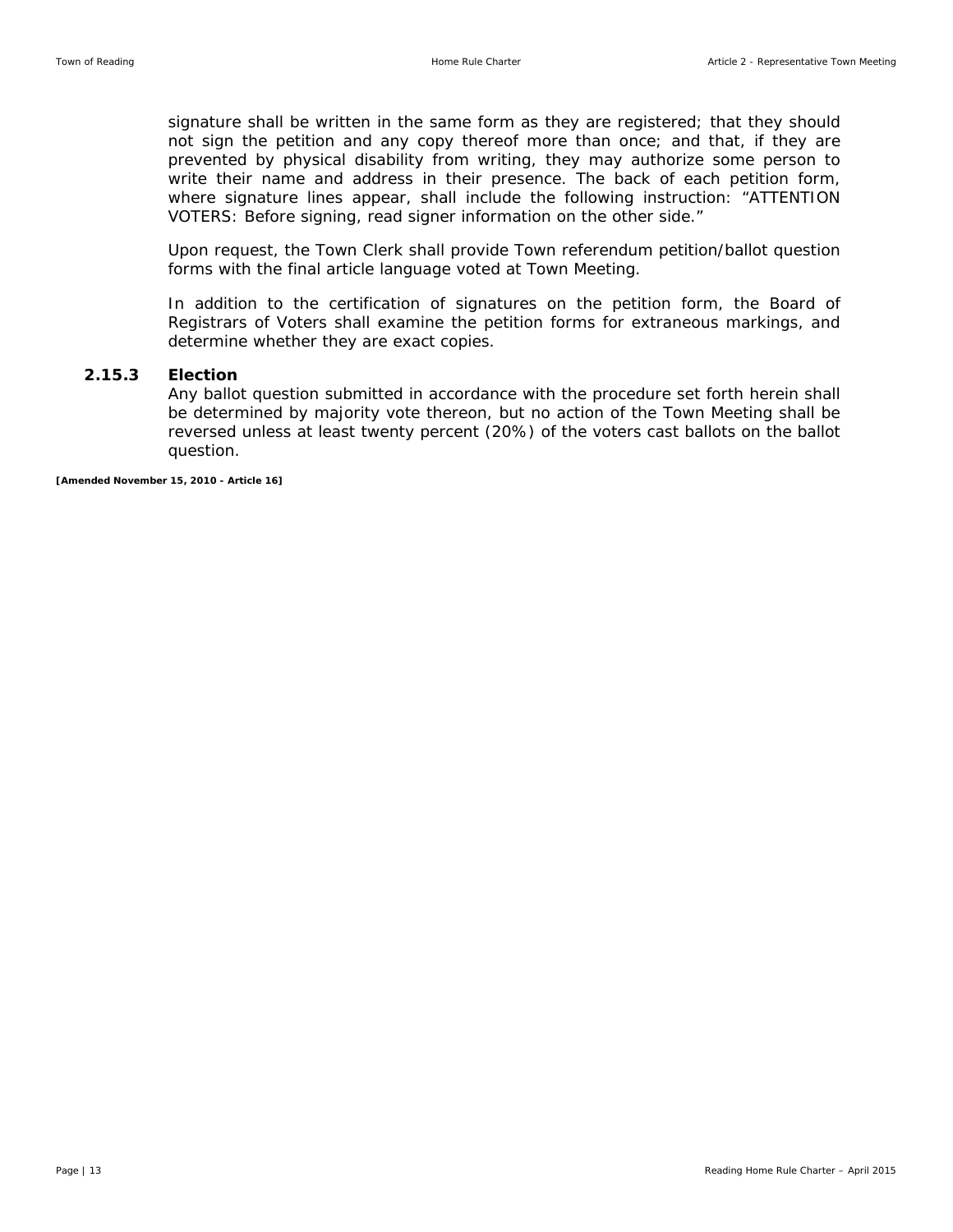signature shall be written in the same form as they are registered; that they should not sign the petition and any copy thereof more than once; and that, if they are prevented by physical disability from writing, they may authorize some person to write their name and address in their presence. The back of each petition form, where signature lines appear, shall include the following instruction: "ATTENTION VOTERS: Before signing, read signer information on the other side."

Upon request, the Town Clerk shall provide Town referendum petition/ballot question forms with the final article language voted at Town Meeting.

In addition to the certification of signatures on the petition form, the Board of Registrars of Voters shall examine the petition forms for extraneous markings, and determine whether they are exact copies.

### 2.15.3 Election

Any ballot question submitted in accordance with the procedure set forth herein shall be determined by majority vote thereon, but no action of the Town Meeting shall be reversed unless at least twenty percent (20%) of the voters cast ballots on the ballot question.

**[Amended November 15, 2010 - Article 16]**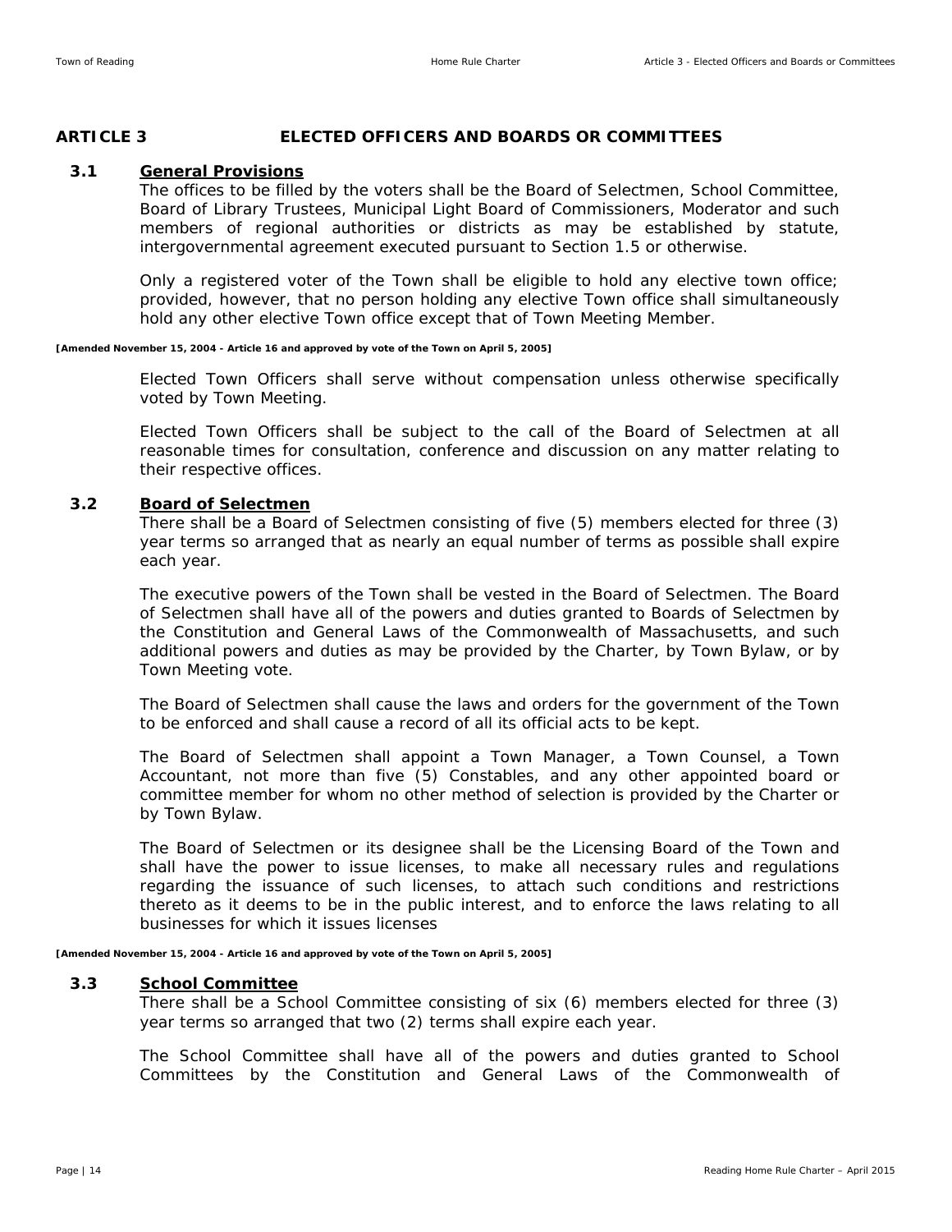## ARTICLE 3 ELECTED OFFICERS AND BOARDS OR COMMITTEES

### 3.1 General Provisions

The offices to be filled by the voters shall be the Board of Selectmen, School Committee, Board of Library Trustees, Municipal Light Board of Commissioners, Moderator and such members of regional authorities or districts as may be established by statute, intergovernmental agreement executed pursuant to Section 1.5 or otherwise.

Only a registered voter of the Town shall be eligible to hold any elective town office; provided, however, that no person holding any elective Town office shall simultaneously hold any other elective Town office except that of Town Meeting Member.

**[Amended November 15, 2004 - Article 16 and approved by vote of the Town on April 5, 2005]**

Elected Town Officers shall serve without compensation unless otherwise specifically voted by Town Meeting.

Elected Town Officers shall be subject to the call of the Board of Selectmen at all reasonable times for consultation, conference and discussion on any matter relating to their respective offices.

### 3.2 Board of Selectmen

There shall be a Board of Selectmen consisting of five (5) members elected for three (3) year terms so arranged that as nearly an equal number of terms as possible shall expire each year.

The executive powers of the Town shall be vested in the Board of Selectmen. The Board of Selectmen shall have all of the powers and duties granted to Boards of Selectmen by the Constitution and General Laws of the Commonwealth of Massachusetts, and such additional powers and duties as may be provided by the Charter, by Town Bylaw, or by Town Meeting vote.

The Board of Selectmen shall cause the laws and orders for the government of the Town to be enforced and shall cause a record of all its official acts to be kept.

The Board of Selectmen shall appoint a Town Manager, a Town Counsel, a Town Accountant, not more than five (5) Constables, and any other appointed board or committee member for whom no other method of selection is provided by the Charter or by Town Bylaw.

The Board of Selectmen or its designee shall be the Licensing Board of the Town and shall have the power to issue licenses, to make all necessary rules and regulations regarding the issuance of such licenses, to attach such conditions and restrictions thereto as it deems to be in the public interest, and to enforce the laws relating to all businesses for which it issues licenses

**[Amended November 15, 2004 - Article 16 and approved by vote of the Town on April 5, 2005]**

### 3.3 School Committee

There shall be a School Committee consisting of six (6) members elected for three (3) year terms so arranged that two (2) terms shall expire each year.

The School Committee shall have all of the powers and duties granted to School Committees by the Constitution and General Laws of the Commonwealth of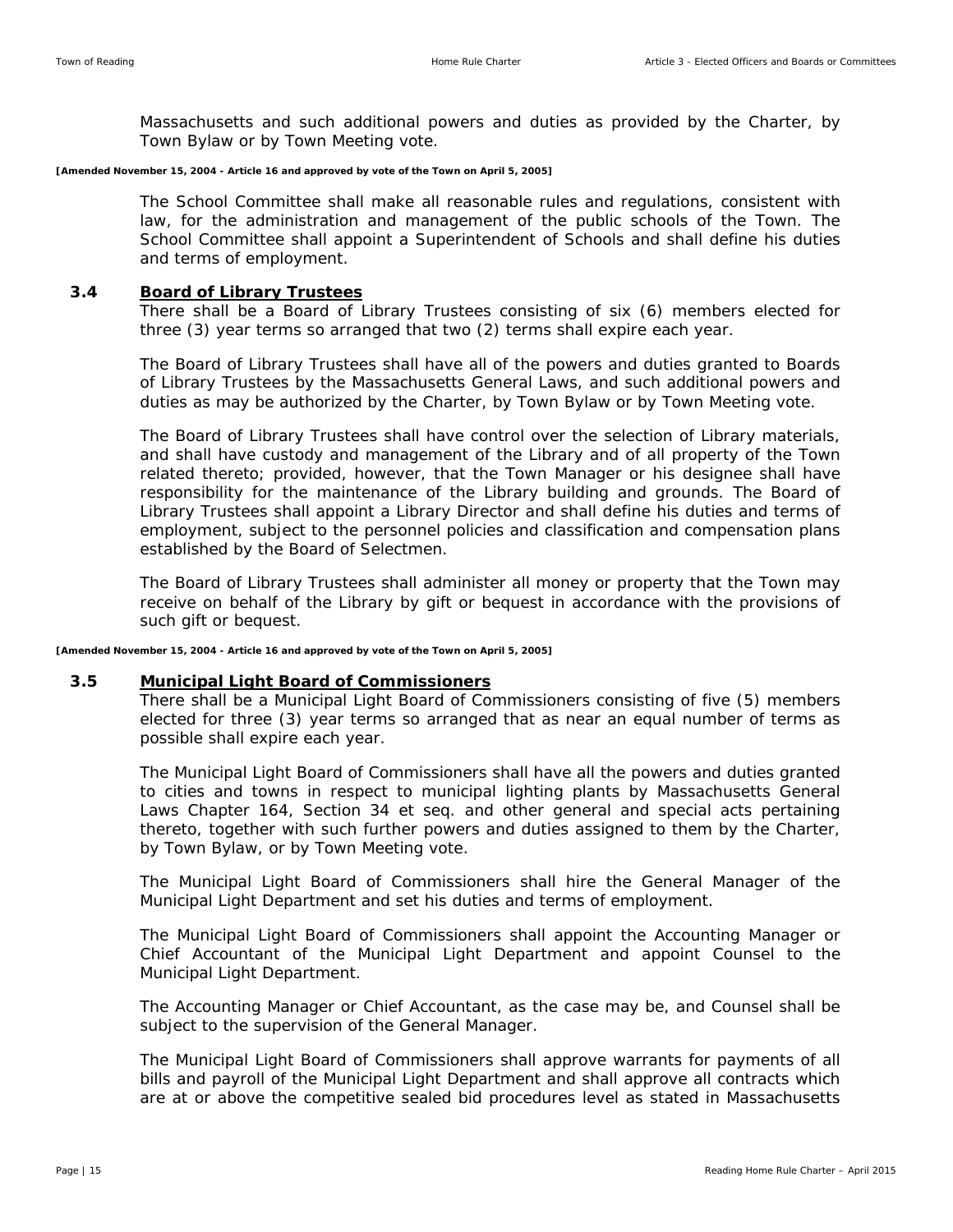Massachusetts and such additional powers and duties as provided by the Charter, by Town Bylaw or by Town Meeting vote.

**[Amended November 15, 2004 - Article 16 and approved by vote of the Town on April 5, 2005]**

The School Committee shall make all reasonable rules and regulations, consistent with law, for the administration and management of the public schools of the Town. The School Committee shall appoint a Superintendent of Schools and shall define his duties and terms of employment.

### 3.4 Board of Library Trustees

There shall be a Board of Library Trustees consisting of six (6) members elected for three (3) year terms so arranged that two (2) terms shall expire each year.

The Board of Library Trustees shall have all of the powers and duties granted to Boards of Library Trustees by the Massachusetts General Laws, and such additional powers and duties as may be authorized by the Charter, by Town Bylaw or by Town Meeting vote.

The Board of Library Trustees shall have control over the selection of Library materials, and shall have custody and management of the Library and of all property of the Town related thereto; provided, however, that the Town Manager or his designee shall have responsibility for the maintenance of the Library building and grounds. The Board of Library Trustees shall appoint a Library Director and shall define his duties and terms of employment, subject to the personnel policies and classification and compensation plans established by the Board of Selectmen.

The Board of Library Trustees shall administer all money or property that the Town may receive on behalf of the Library by gift or bequest in accordance with the provisions of such gift or bequest.

**[Amended November 15, 2004 - Article 16 and approved by vote of the Town on April 5, 2005]**

### 3.5 Municipal Light Board of Commissioners

There shall be a Municipal Light Board of Commissioners consisting of five (5) members elected for three (3) year terms so arranged that as near an equal number of terms as possible shall expire each year.

The Municipal Light Board of Commissioners shall have all the powers and duties granted to cities and towns in respect to municipal lighting plants by Massachusetts General Laws Chapter 164, Section 34 et seq. and other general and special acts pertaining thereto, together with such further powers and duties assigned to them by the Charter, by Town Bylaw, or by Town Meeting vote.

The Municipal Light Board of Commissioners shall hire the General Manager of the Municipal Light Department and set his duties and terms of employment.

The Municipal Light Board of Commissioners shall appoint the Accounting Manager or Chief Accountant of the Municipal Light Department and appoint Counsel to the Municipal Light Department.

The Accounting Manager or Chief Accountant, as the case may be, and Counsel shall be subject to the supervision of the General Manager.

The Municipal Light Board of Commissioners shall approve warrants for payments of all bills and payroll of the Municipal Light Department and shall approve all contracts which are at or above the competitive sealed bid procedures level as stated in Massachusetts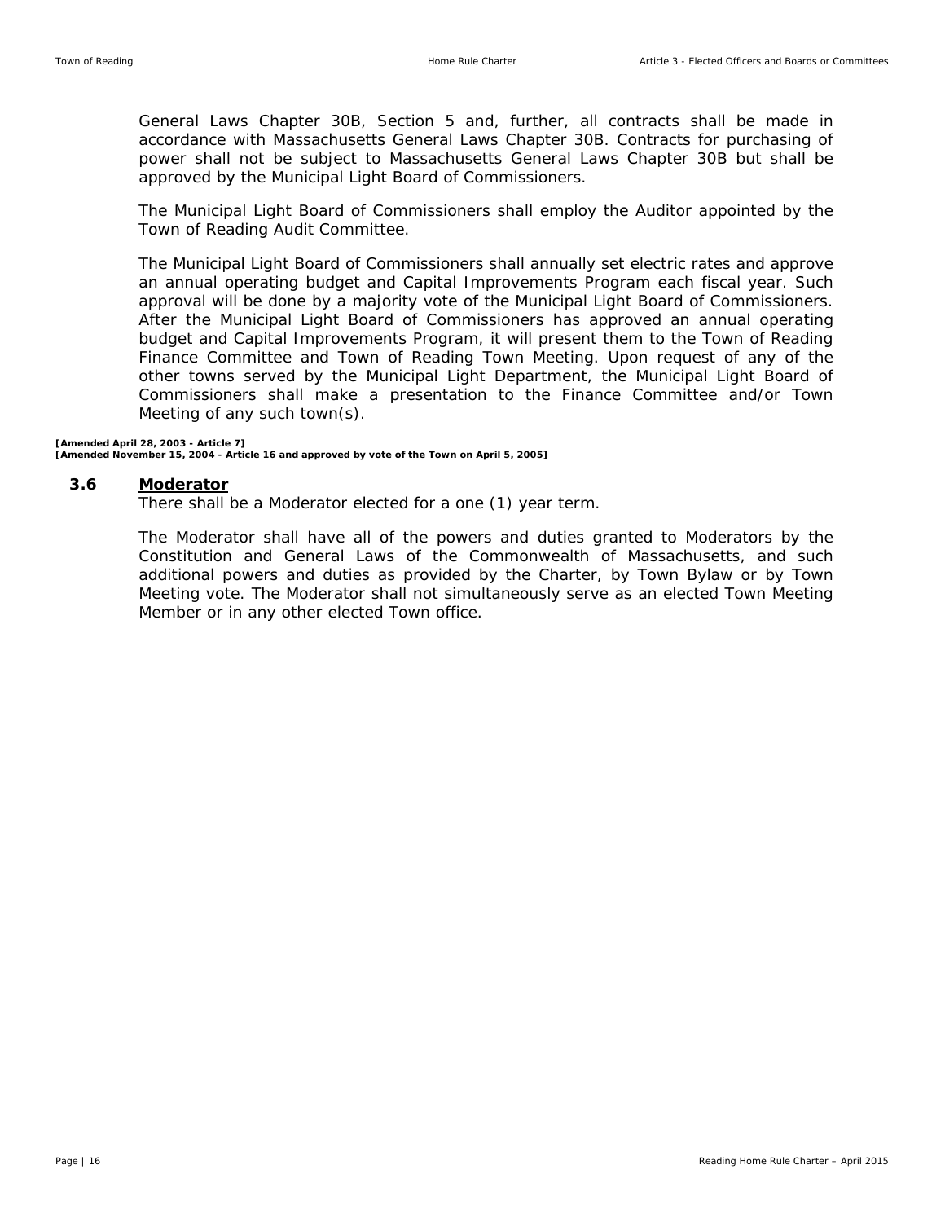General Laws Chapter 30B, Section 5 and, further, all contracts shall be made in accordance with Massachusetts General Laws Chapter 30B. Contracts for purchasing of power shall not be subject to Massachusetts General Laws Chapter 30B but shall be approved by the Municipal Light Board of Commissioners.

The Municipal Light Board of Commissioners shall employ the Auditor appointed by the Town of Reading Audit Committee.

The Municipal Light Board of Commissioners shall annually set electric rates and approve an annual operating budget and Capital Improvements Program each fiscal year. Such approval will be done by a majority vote of the Municipal Light Board of Commissioners. After the Municipal Light Board of Commissioners has approved an annual operating budget and Capital Improvements Program, it will present them to the Town of Reading Finance Committee and Town of Reading Town Meeting. Upon request of any of the other towns served by the Municipal Light Department, the Municipal Light Board of Commissioners shall make a presentation to the Finance Committee and/or Town Meeting of any such town(s).

**[Amended April 28, 2003 - Article 7]**
**[Amended November 15, 2004 - Article 16 and approved by vote of the Town on April 5, 2005]**

### 3.6 Moderator

There shall be a Moderator elected for a one (1) year term.

The Moderator shall have all of the powers and duties granted to Moderators by the Constitution and General Laws of the Commonwealth of Massachusetts, and such additional powers and duties as provided by the Charter, by Town Bylaw or by Town Meeting vote. The Moderator shall not simultaneously serve as an elected Town Meeting Member or in any other elected Town office.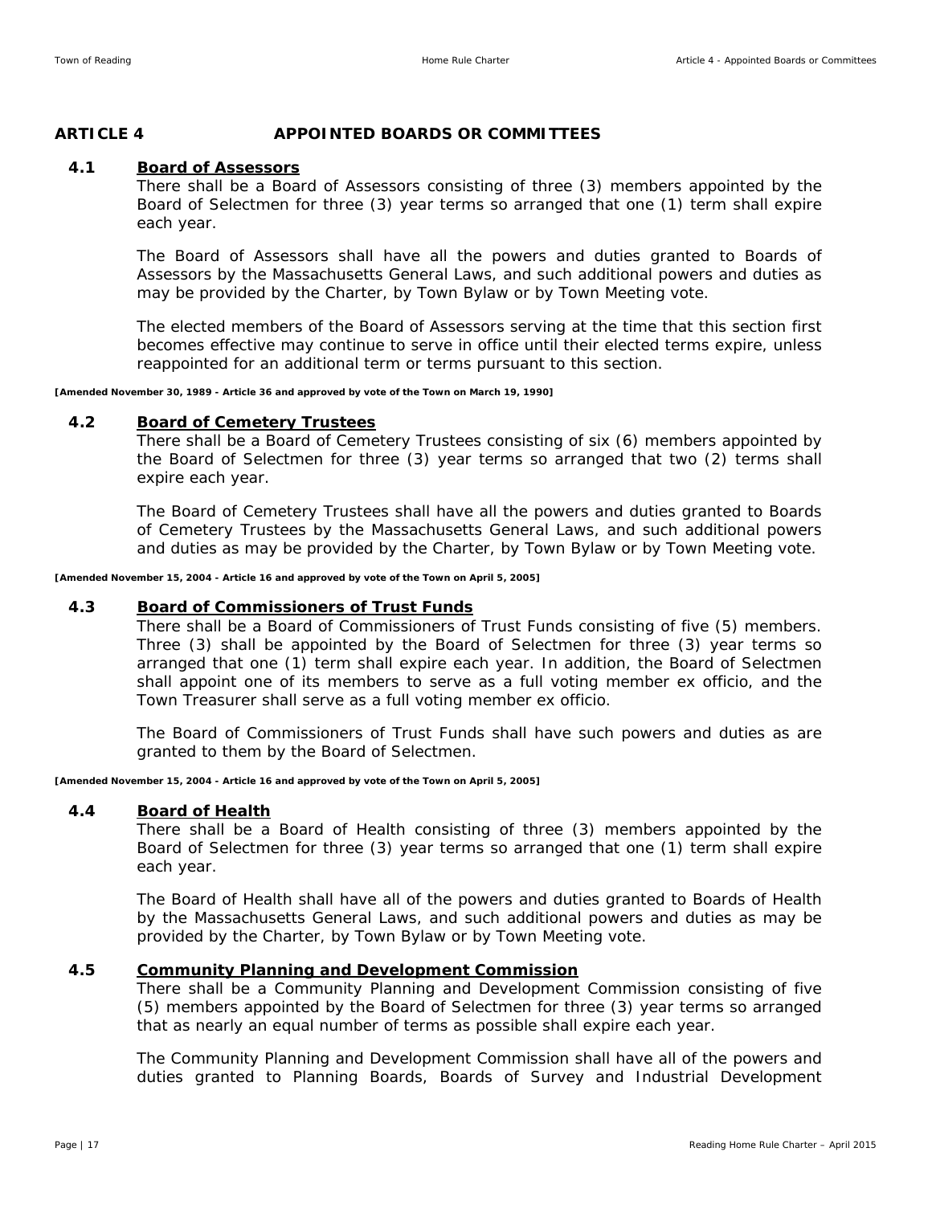## ARTICLE 4 APPOINTED BOARDS OR COMMITTEES

### 4.1 Board of Assessors

There shall be a Board of Assessors consisting of three (3) members appointed by the Board of Selectmen for three (3) year terms so arranged that one (1) term shall expire each year.

The Board of Assessors shall have all the powers and duties granted to Boards of Assessors by the Massachusetts General Laws, and such additional powers and duties as may be provided by the Charter, by Town Bylaw or by Town Meeting vote.

The elected members of the Board of Assessors serving at the time that this section first becomes effective may continue to serve in office until their elected terms expire, unless reappointed for an additional term or terms pursuant to this section.

**[Amended November 30, 1989 - Article 36 and approved by vote of the Town on March 19, 1990]**

### 4.2 Board of Cemetery Trustees

There shall be a Board of Cemetery Trustees consisting of six (6) members appointed by the Board of Selectmen for three (3) year terms so arranged that two (2) terms shall expire each year.

The Board of Cemetery Trustees shall have all the powers and duties granted to Boards of Cemetery Trustees by the Massachusetts General Laws, and such additional powers and duties as may be provided by the Charter, by Town Bylaw or by Town Meeting vote.

**[Amended November 15, 2004 - Article 16 and approved by vote of the Town on April 5, 2005]**

### 4.3 Board of Commissioners of Trust Funds

There shall be a Board of Commissioners of Trust Funds consisting of five (5) members. Three (3) shall be appointed by the Board of Selectmen for three (3) year terms so arranged that one (1) term shall expire each year. In addition, the Board of Selectmen shall appoint one of its members to serve as a full voting member ex officio, and the Town Treasurer shall serve as a full voting member ex officio.

The Board of Commissioners of Trust Funds shall have such powers and duties as are granted to them by the Board of Selectmen.

**[Amended November 15, 2004 - Article 16 and approved by vote of the Town on April 5, 2005]**

### 4.4 Board of Health

There shall be a Board of Health consisting of three (3) members appointed by the Board of Selectmen for three (3) year terms so arranged that one (1) term shall expire each year.

The Board of Health shall have all of the powers and duties granted to Boards of Health by the Massachusetts General Laws, and such additional powers and duties as may be provided by the Charter, by Town Bylaw or by Town Meeting vote.

### 4.5 Community Planning and Development Commission

There shall be a Community Planning and Development Commission consisting of five (5) members appointed by the Board of Selectmen for three (3) year terms so arranged that as nearly an equal number of terms as possible shall expire each year.

The Community Planning and Development Commission shall have all of the powers and duties granted to Planning Boards, Boards of Survey and Industrial Development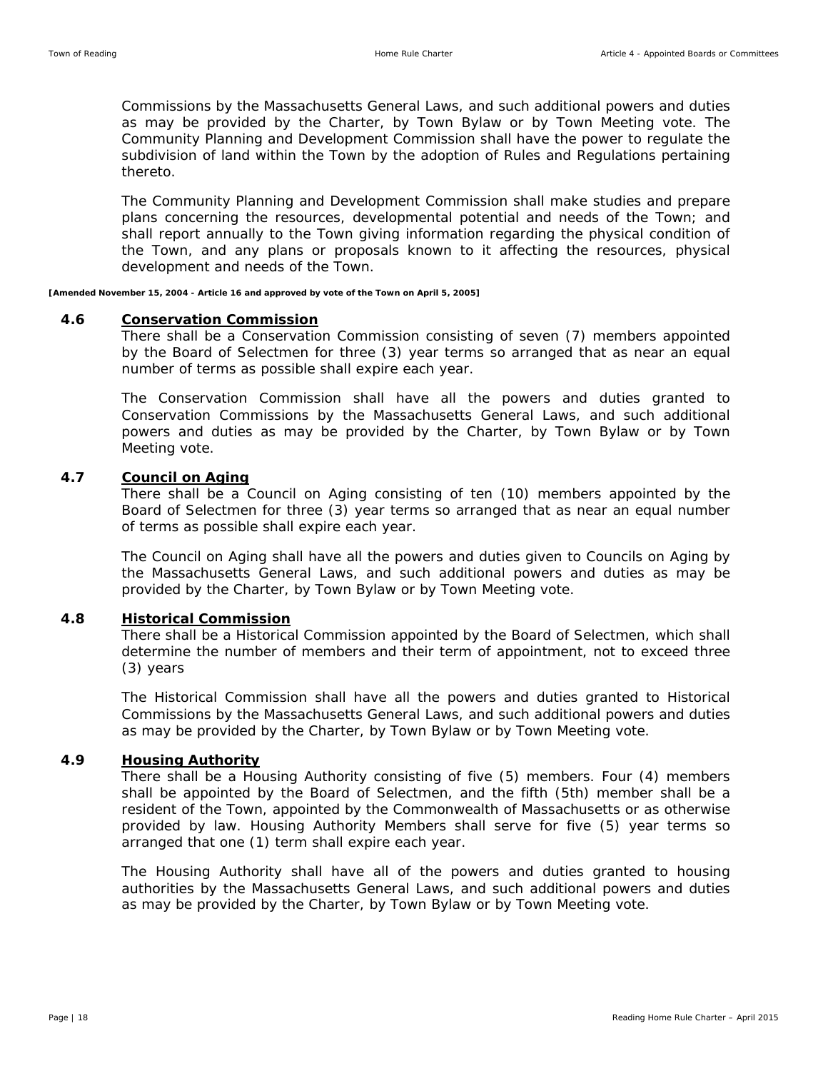Commissions by the Massachusetts General Laws, and such additional powers and duties as may be provided by the Charter, by Town Bylaw or by Town Meeting vote. The Community Planning and Development Commission shall have the power to regulate the subdivision of land within the Town by the adoption of Rules and Regulations pertaining thereto.

The Community Planning and Development Commission shall make studies and prepare plans concerning the resources, developmental potential and needs of the Town; and shall report annually to the Town giving information regarding the physical condition of the Town, and any plans or proposals known to it affecting the resources, physical development and needs of the Town.

**[Amended November 15, 2004 - Article 16 and approved by vote of the Town on April 5, 2005]**

### 4.6 Conservation Commission

There shall be a Conservation Commission consisting of seven (7) members appointed by the Board of Selectmen for three (3) year terms so arranged that as near an equal number of terms as possible shall expire each year.

The Conservation Commission shall have all the powers and duties granted to Conservation Commissions by the Massachusetts General Laws, and such additional powers and duties as may be provided by the Charter, by Town Bylaw or by Town Meeting vote.

### 4.7 Council on Aging

There shall be a Council on Aging consisting of ten (10) members appointed by the Board of Selectmen for three (3) year terms so arranged that as near an equal number of terms as possible shall expire each year.

The Council on Aging shall have all the powers and duties given to Councils on Aging by the Massachusetts General Laws, and such additional powers and duties as may be provided by the Charter, by Town Bylaw or by Town Meeting vote.

### 4.8 Historical Commission

There shall be a Historical Commission appointed by the Board of Selectmen, which shall determine the number of members and their term of appointment, not to exceed three (3) years

The Historical Commission shall have all the powers and duties granted to Historical Commissions by the Massachusetts General Laws, and such additional powers and duties as may be provided by the Charter, by Town Bylaw or by Town Meeting vote.

### 4.9 Housing Authority

There shall be a Housing Authority consisting of five (5) members. Four (4) members shall be appointed by the Board of Selectmen, and the fifth (5th) member shall be a resident of the Town, appointed by the Commonwealth of Massachusetts or as otherwise provided by law. Housing Authority Members shall serve for five (5) year terms so arranged that one (1) term shall expire each year.

The Housing Authority shall have all of the powers and duties granted to housing authorities by the Massachusetts General Laws, and such additional powers and duties as may be provided by the Charter, by Town Bylaw or by Town Meeting vote.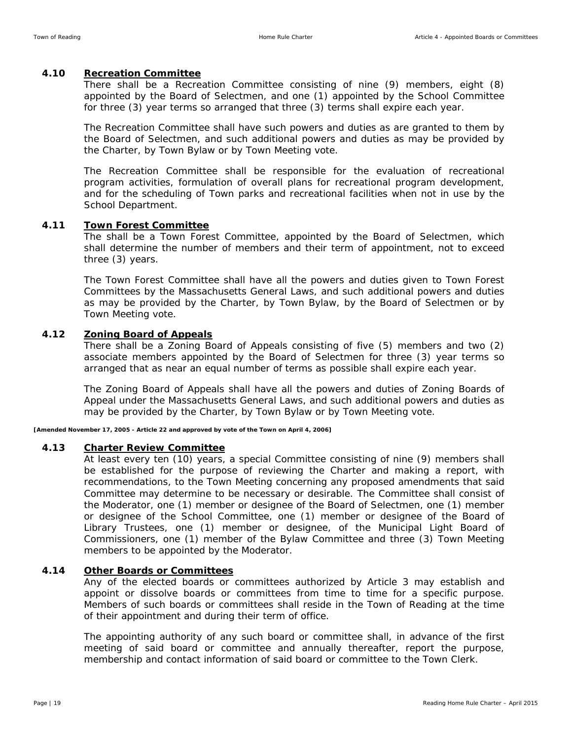### 4.10 Recreation Committee

There shall be a Recreation Committee consisting of nine (9) members, eight (8) appointed by the Board of Selectmen, and one (1) appointed by the School Committee for three (3) year terms so arranged that three (3) terms shall expire each year.

The Recreation Committee shall have such powers and duties as are granted to them by the Board of Selectmen, and such additional powers and duties as may be provided by the Charter, by Town Bylaw or by Town Meeting vote.

The Recreation Committee shall be responsible for the evaluation of recreational program activities, formulation of overall plans for recreational program development, and for the scheduling of Town parks and recreational facilities when not in use by the School Department.

### 4.11 Town Forest Committee

The shall be a Town Forest Committee, appointed by the Board of Selectmen, which shall determine the number of members and their term of appointment, not to exceed three (3) years.

The Town Forest Committee shall have all the powers and duties given to Town Forest Committees by the Massachusetts General Laws, and such additional powers and duties as may be provided by the Charter, by Town Bylaw, by the Board of Selectmen or by Town Meeting vote.

### 4.12 Zoning Board of Appeals

There shall be a Zoning Board of Appeals consisting of five (5) members and two (2) associate members appointed by the Board of Selectmen for three (3) year terms so arranged that as near an equal number of terms as possible shall expire each year.

The Zoning Board of Appeals shall have all the powers and duties of Zoning Boards of Appeal under the Massachusetts General Laws, and such additional powers and duties as may be provided by the Charter, by Town Bylaw or by Town Meeting vote.

**[Amended November 17, 2005 - Article 22 and approved by vote of the Town on April 4, 2006]**

### 4.13 Charter Review Committee

At least every ten (10) years, a special Committee consisting of nine (9) members shall be established for the purpose of reviewing the Charter and making a report, with recommendations, to the Town Meeting concerning any proposed amendments that said Committee may determine to be necessary or desirable. The Committee shall consist of the Moderator, one (1) member or designee of the Board of Selectmen, one (1) member or designee of the School Committee, one (1) member or designee of the Board of Library Trustees, one (1) member or designee, of the Municipal Light Board of Commissioners, one (1) member of the Bylaw Committee and three (3) Town Meeting members to be appointed by the Moderator.

### 4.14 Other Boards or Committees

Any of the elected boards or committees authorized by Article 3 may establish and appoint or dissolve boards or committees from time to time for a specific purpose. Members of such boards or committees shall reside in the Town of Reading at the time of their appointment and during their term of office.

The appointing authority of any such board or committee shall, in advance of the first meeting of said board or committee and annually thereafter, report the purpose, membership and contact information of said board or committee to the Town Clerk.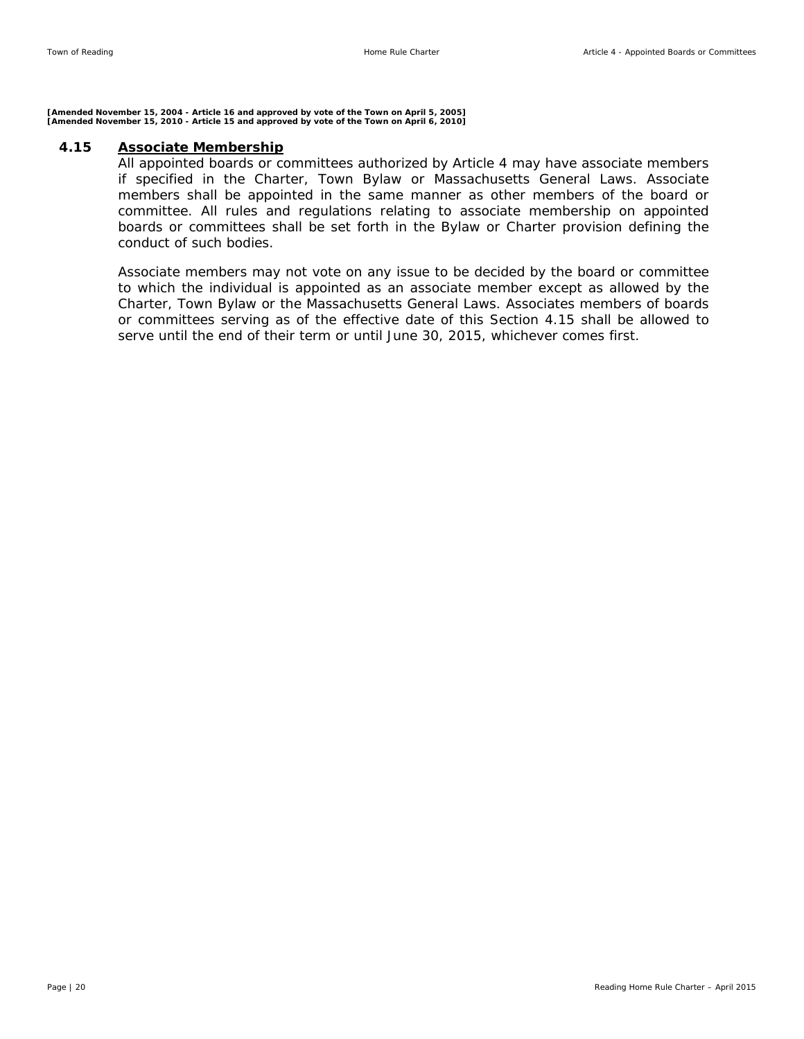**[Amended November 15, 2004 - Article 16 and approved by vote of the Town on April 5, 2005]**
**[Amended November 15, 2010 - Article 15 and approved by vote of the Town on April 6, 2010]**

### 4.15 Associate Membership

All appointed boards or committees authorized by Article 4 may have associate members if specified in the Charter, Town Bylaw or Massachusetts General Laws. Associate members shall be appointed in the same manner as other members of the board or committee. All rules and regulations relating to associate membership on appointed boards or committees shall be set forth in the Bylaw or Charter provision defining the conduct of such bodies.

Associate members may not vote on any issue to be decided by the board or committee to which the individual is appointed as an associate member except as allowed by the Charter, Town Bylaw or the Massachusetts General Laws. Associates members of boards or committees serving as of the effective date of this Section 4.15 shall be allowed to serve until the end of their term or until June 30, 2015, whichever comes first.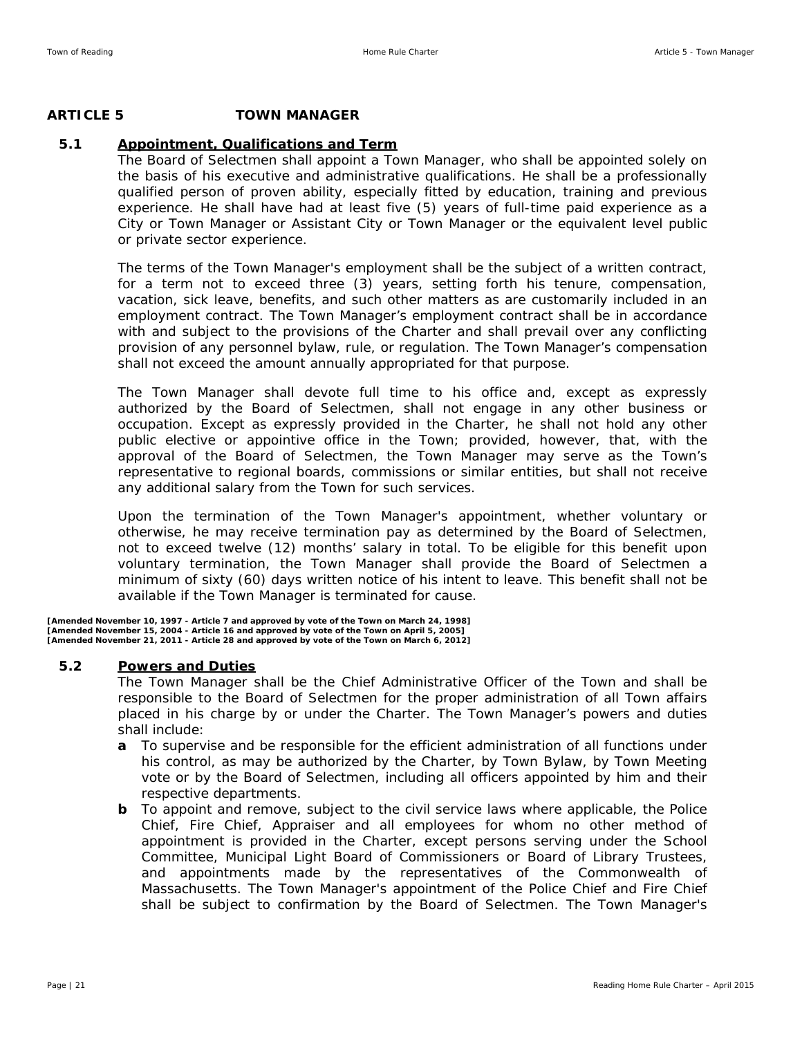## ARTICLE 5 TOWN MANAGER

### 5.1 Appointment, Qualifications and Term

The Board of Selectmen shall appoint a Town Manager, who shall be appointed solely on the basis of his executive and administrative qualifications. He shall be a professionally qualified person of proven ability, especially fitted by education, training and previous experience. He shall have had at least five (5) years of full-time paid experience as a City or Town Manager or Assistant City or Town Manager or the equivalent level public or private sector experience.

The terms of the Town Manager's employment shall be the subject of a written contract, for a term not to exceed three (3) years, setting forth his tenure, compensation, vacation, sick leave, benefits, and such other matters as are customarily included in an employment contract. The Town Manager's employment contract shall be in accordance with and subject to the provisions of the Charter and shall prevail over any conflicting provision of any personnel bylaw, rule, or regulation. The Town Manager's compensation shall not exceed the amount annually appropriated for that purpose.

The Town Manager shall devote full time to his office and, except as expressly authorized by the Board of Selectmen, shall not engage in any other business or occupation. Except as expressly provided in the Charter, he shall not hold any other public elective or appointive office in the Town; provided, however, that, with the approval of the Board of Selectmen, the Town Manager may serve as the Town's representative to regional boards, commissions or similar entities, but shall not receive any additional salary from the Town for such services.

Upon the termination of the Town Manager's appointment, whether voluntary or otherwise, he may receive termination pay as determined by the Board of Selectmen, not to exceed twelve (12) months' salary in total. To be eligible for this benefit upon voluntary termination, the Town Manager shall provide the Board of Selectmen a minimum of sixty (60) days written notice of his intent to leave. This benefit shall not be available if the Town Manager is terminated for cause.

**[Amended November 10, 1997 - Article 7 and approved by vote of the Town on March 24, 1998]**
**[Amended November 15, 2004 - Article 16 and approved by vote of the Town on April 5, 2005]**
**[Amended November 21, 2011 - Article 28 and approved by vote of the Town on March 6, 2012]**

### 5.2 Powers and Duties

The Town Manager shall be the Chief Administrative Officer of the Town and shall be responsible to the Board of Selectmen for the proper administration of all Town affairs placed in his charge by or under the Charter. The Town Manager's powers and duties shall include:

- **a** To supervise and be responsible for the efficient administration of all functions under his control, as may be authorized by the Charter, by Town Bylaw, by Town Meeting vote or by the Board of Selectmen, including all officers appointed by him and their respective departments.
- **b** To appoint and remove, subject to the civil service laws where applicable, the Police Chief, Fire Chief, Appraiser and all employees for whom no other method of appointment is provided in the Charter, except persons serving under the School Committee, Municipal Light Board of Commissioners or Board of Library Trustees, and appointments made by the representatives of the Commonwealth of Massachusetts. The Town Manager's appointment of the Police Chief and Fire Chief shall be subject to confirmation by the Board of Selectmen. The Town Manager's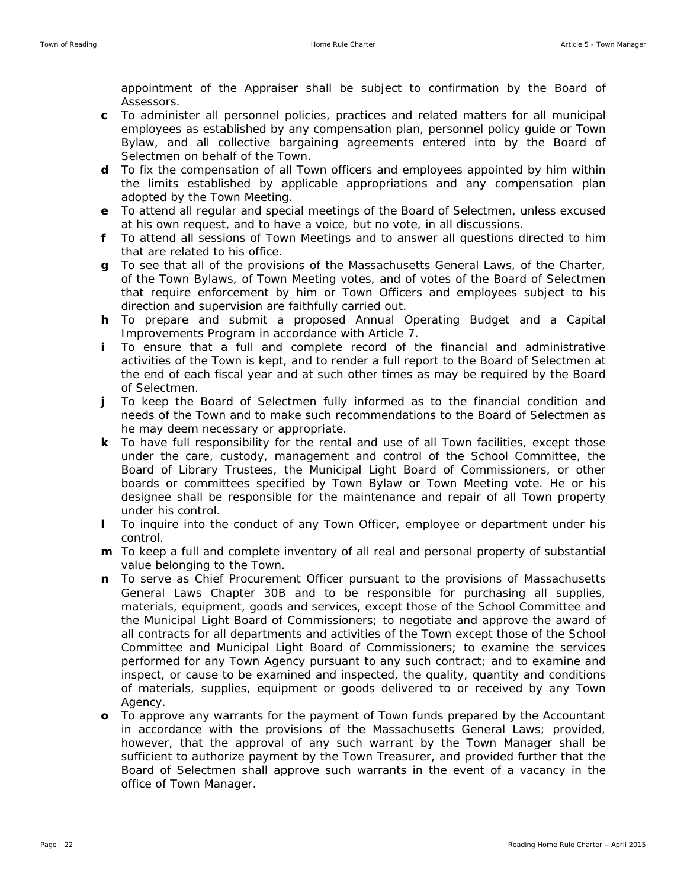appointment of the Appraiser shall be subject to confirmation by the Board of Assessors.

- **c** To administer all personnel policies, practices and related matters for all municipal employees as established by any compensation plan, personnel policy guide or Town Bylaw, and all collective bargaining agreements entered into by the Board of Selectmen on behalf of the Town.
- **d** To fix the compensation of all Town officers and employees appointed by him within the limits established by applicable appropriations and any compensation plan adopted by the Town Meeting.
- **e** To attend all regular and special meetings of the Board of Selectmen, unless excused at his own request, and to have a voice, but no vote, in all discussions.
- **f** To attend all sessions of Town Meetings and to answer all questions directed to him that are related to his office.
- **g** To see that all of the provisions of the Massachusetts General Laws, of the Charter, of the Town Bylaws, of Town Meeting votes, and of votes of the Board of Selectmen that require enforcement by him or Town Officers and employees subject to his direction and supervision are faithfully carried out.
- **h** To prepare and submit a proposed Annual Operating Budget and a Capital Improvements Program in accordance with Article 7.
- **i** To ensure that a full and complete record of the financial and administrative activities of the Town is kept, and to render a full report to the Board of Selectmen at the end of each fiscal year and at such other times as may be required by the Board of Selectmen.
- **j** To keep the Board of Selectmen fully informed as to the financial condition and needs of the Town and to make such recommendations to the Board of Selectmen as he may deem necessary or appropriate.
- **k** To have full responsibility for the rental and use of all Town facilities, except those under the care, custody, management and control of the School Committee, the Board of Library Trustees, the Municipal Light Board of Commissioners, or other boards or committees specified by Town Bylaw or Town Meeting vote. He or his designee shall be responsible for the maintenance and repair of all Town property under his control.
- **l** To inquire into the conduct of any Town Officer, employee or department under his control.
- **m** To keep a full and complete inventory of all real and personal property of substantial value belonging to the Town.
- **n** To serve as Chief Procurement Officer pursuant to the provisions of Massachusetts General Laws Chapter 30B and to be responsible for purchasing all supplies, materials, equipment, goods and services, except those of the School Committee and the Municipal Light Board of Commissioners; to negotiate and approve the award of all contracts for all departments and activities of the Town except those of the School Committee and Municipal Light Board of Commissioners; to examine the services performed for any Town Agency pursuant to any such contract; and to examine and inspect, or cause to be examined and inspected, the quality, quantity and conditions of materials, supplies, equipment or goods delivered to or received by any Town Agency.
- **o** To approve any warrants for the payment of Town funds prepared by the Accountant in accordance with the provisions of the Massachusetts General Laws; provided, however, that the approval of any such warrant by the Town Manager shall be sufficient to authorize payment by the Town Treasurer, and provided further that the Board of Selectmen shall approve such warrants in the event of a vacancy in the office of Town Manager.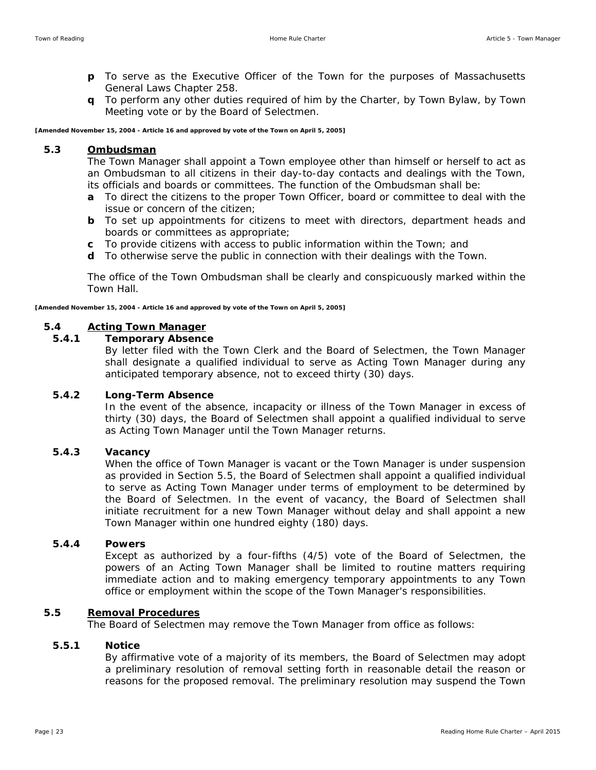- **p** To serve as the Executive Officer of the Town for the purposes of Massachusetts General Laws Chapter 258.
- **q** To perform any other duties required of him by the Charter, by Town Bylaw, by Town Meeting vote or by the Board of Selectmen.

**[Amended November 15, 2004 - Article 16 and approved by vote of the Town on April 5, 2005]**

## 5.3 Ombudsman

The Town Manager shall appoint a Town employee other than himself or herself to act as an Ombudsman to all citizens in their day-to-day contacts and dealings with the Town, its officials and boards or committees. The function of the Ombudsman shall be:

- **a** To direct the citizens to the proper Town Officer, board or committee to deal with the issue or concern of the citizen;
- **b** To set up appointments for citizens to meet with directors, department heads and boards or committees as appropriate;
- **c** To provide citizens with access to public information within the Town; and
- **d** To otherwise serve the public in connection with their dealings with the Town.

The office of the Town Ombudsman shall be clearly and conspicuously marked within the Town Hall.

**[Amended November 15, 2004 - Article 16 and approved by vote of the Town on April 5, 2005]**

## 5.4 Acting Town Manager

### 5.4.1 Temporary Absence

By letter filed with the Town Clerk and the Board of Selectmen, the Town Manager shall designate a qualified individual to serve as Acting Town Manager during any anticipated temporary absence, not to exceed thirty (30) days.

### 5.4.2 Long-Term Absence

In the event of the absence, incapacity or illness of the Town Manager in excess of thirty (30) days, the Board of Selectmen shall appoint a qualified individual to serve as Acting Town Manager until the Town Manager returns.

### 5.4.3 Vacancy

When the office of Town Manager is vacant or the Town Manager is under suspension as provided in Section 5.5, the Board of Selectmen shall appoint a qualified individual to serve as Acting Town Manager under terms of employment to be determined by the Board of Selectmen. In the event of vacancy, the Board of Selectmen shall initiate recruitment for a new Town Manager without delay and shall appoint a new Town Manager within one hundred eighty (180) days.

### 5.4.4 Powers

Except as authorized by a four-fifths (4/5) vote of the Board of Selectmen, the powers of an Acting Town Manager shall be limited to routine matters requiring immediate action and to making emergency temporary appointments to any Town office or employment within the scope of the Town Manager's responsibilities.

## 5.5 Removal Procedures

The Board of Selectmen may remove the Town Manager from office as follows:

### 5.5.1 Notice

By affirmative vote of a majority of its members, the Board of Selectmen may adopt a preliminary resolution of removal setting forth in reasonable detail the reason or reasons for the proposed removal. The preliminary resolution may suspend the Town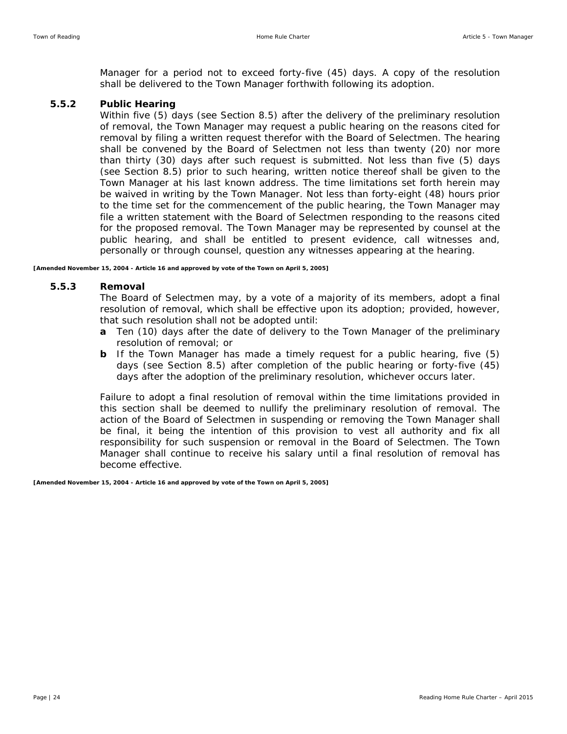Manager for a period not to exceed forty-five (45) days. A copy of the resolution shall be delivered to the Town Manager forthwith following its adoption.

### 5.5.2 Public Hearing

Within five (5) days (see Section 8.5) after the delivery of the preliminary resolution of removal, the Town Manager may request a public hearing on the reasons cited for removal by filing a written request therefor with the Board of Selectmen. The hearing shall be convened by the Board of Selectmen not less than twenty (20) nor more than thirty (30) days after such request is submitted. Not less than five (5) days (see Section 8.5) prior to such hearing, written notice thereof shall be given to the Town Manager at his last known address. The time limitations set forth herein may be waived in writing by the Town Manager. Not less than forty-eight (48) hours prior to the time set for the commencement of the public hearing, the Town Manager may file a written statement with the Board of Selectmen responding to the reasons cited for the proposed removal. The Town Manager may be represented by counsel at the public hearing, and shall be entitled to present evidence, call witnesses and, personally or through counsel, question any witnesses appearing at the hearing.

**[Amended November 15, 2004 - Article 16 and approved by vote of the Town on April 5, 2005]**

### 5.5.3 Removal

The Board of Selectmen may, by a vote of a majority of its members, adopt a final resolution of removal, which shall be effective upon its adoption; provided, however, that such resolution shall not be adopted until:

- **a** Ten (10) days after the date of delivery to the Town Manager of the preliminary resolution of removal; or
- **b** If the Town Manager has made a timely request for a public hearing, five (5) days (see Section 8.5) after completion of the public hearing or forty-five (45) days after the adoption of the preliminary resolution, whichever occurs later.

Failure to adopt a final resolution of removal within the time limitations provided in this section shall be deemed to nullify the preliminary resolution of removal. The action of the Board of Selectmen in suspending or removing the Town Manager shall be final, it being the intention of this provision to vest all authority and fix all responsibility for such suspension or removal in the Board of Selectmen. The Town Manager shall continue to receive his salary until a final resolution of removal has become effective.

**[Amended November 15, 2004 - Article 16 and approved by vote of the Town on April 5, 2005]**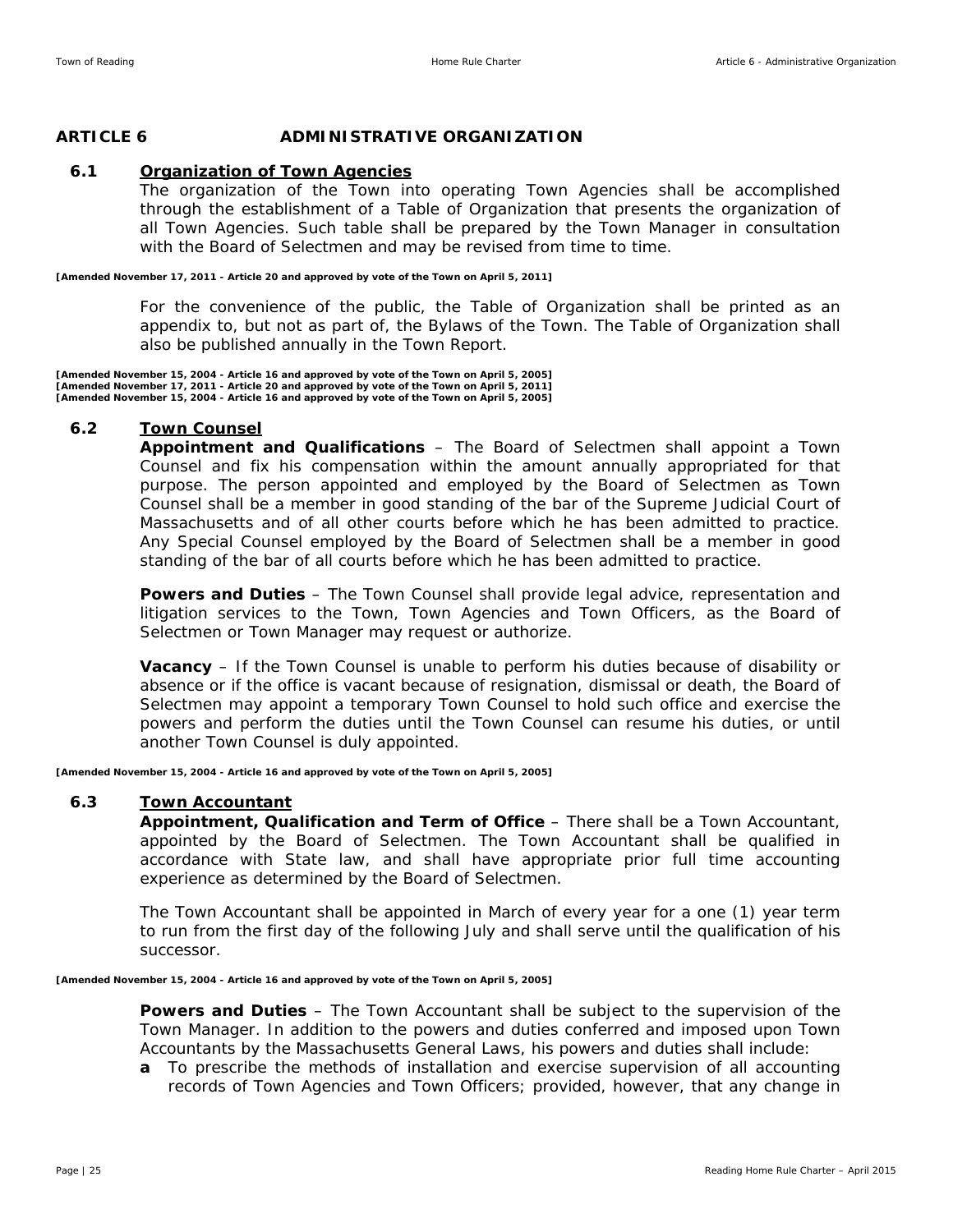## ARTICLE 6 ADMINISTRATIVE ORGANIZATION

### 6.1 Organization of Town Agencies

The organization of the Town into operating Town Agencies shall be accomplished through the establishment of a Table of Organization that presents the organization of all Town Agencies. Such table shall be prepared by the Town Manager in consultation with the Board of Selectmen and may be revised from time to time.

**[Amended November 17, 2011 - Article 20 and approved by vote of the Town on April 5, 2011]**

For the convenience of the public, the Table of Organization shall be printed as an appendix to, but not as part of, the Bylaws of the Town. The Table of Organization shall also be published annually in the Town Report.

**[Amended November 15, 2004 - Article 16 and approved by vote of the Town on April 5, 2005]**
**[Amended November 17, 2011 - Article 20 and approved by vote of the Town on April 5, 2011]**
**[Amended November 15, 2004 - Article 16 and approved by vote of the Town on April 5, 2005]**

### 6.2 Town Counsel

**Appointment and Qualifications** – The Board of Selectmen shall appoint a Town Counsel and fix his compensation within the amount annually appropriated for that purpose. The person appointed and employed by the Board of Selectmen as Town Counsel shall be a member in good standing of the bar of the Supreme Judicial Court of Massachusetts and of all other courts before which he has been admitted to practice. Any Special Counsel employed by the Board of Selectmen shall be a member in good standing of the bar of all courts before which he has been admitted to practice.

**Powers and Duties** – The Town Counsel shall provide legal advice, representation and litigation services to the Town, Town Agencies and Town Officers, as the Board of Selectmen or Town Manager may request or authorize.

**Vacancy** – If the Town Counsel is unable to perform his duties because of disability or absence or if the office is vacant because of resignation, dismissal or death, the Board of Selectmen may appoint a temporary Town Counsel to hold such office and exercise the powers and perform the duties until the Town Counsel can resume his duties, or until another Town Counsel is duly appointed.

**[Amended November 15, 2004 - Article 16 and approved by vote of the Town on April 5, 2005]**

### 6.3 Town Accountant

**Appointment, Qualification and Term of Office** – There shall be a Town Accountant, appointed by the Board of Selectmen. The Town Accountant shall be qualified in accordance with State law, and shall have appropriate prior full time accounting experience as determined by the Board of Selectmen.

The Town Accountant shall be appointed in March of every year for a one (1) year term to run from the first day of the following July and shall serve until the qualification of his successor.

**[Amended November 15, 2004 - Article 16 and approved by vote of the Town on April 5, 2005]**

**Powers and Duties** – The Town Accountant shall be subject to the supervision of the Town Manager. In addition to the powers and duties conferred and imposed upon Town Accountants by the Massachusetts General Laws, his powers and duties shall include:

**a** To prescribe the methods of installation and exercise supervision of all accounting records of Town Agencies and Town Officers; provided, however, that any change in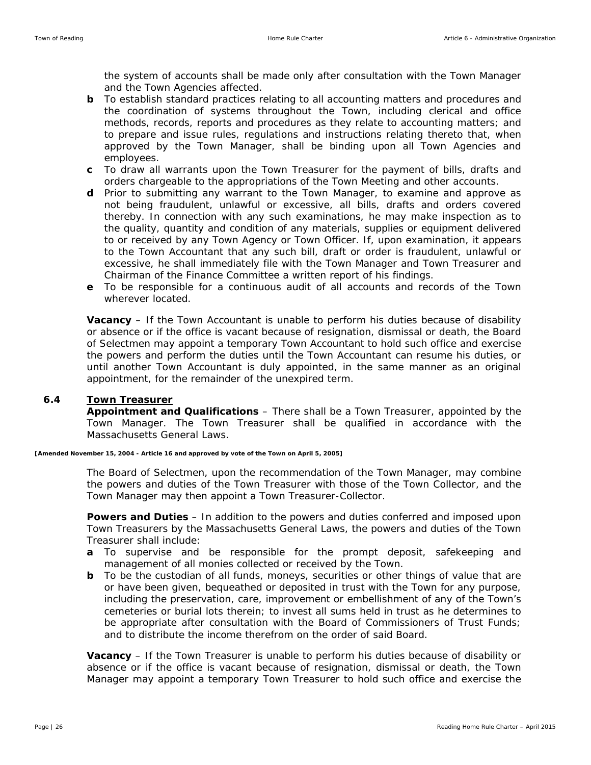the system of accounts shall be made only after consultation with the Town Manager and the Town Agencies affected.

**b** To establish standard practices relating to all accounting matters and procedures and the coordination of systems throughout the Town, including clerical and office methods, records, reports and procedures as they relate to accounting matters; and to prepare and issue rules, regulations and instructions relating thereto that, when approved by the Town Manager, shall be binding upon all Town Agencies and employees.

**c** To draw all warrants upon the Town Treasurer for the payment of bills, drafts and orders chargeable to the appropriations of the Town Meeting and other accounts.

**d** Prior to submitting any warrant to the Town Manager, to examine and approve as not being fraudulent, unlawful or excessive, all bills, drafts and orders covered thereby. In connection with any such examinations, he may make inspection as to the quality, quantity and condition of any materials, supplies or equipment delivered to or received by any Town Agency or Town Officer. If, upon examination, it appears to the Town Accountant that any such bill, draft or order is fraudulent, unlawful or excessive, he shall immediately file with the Town Manager and Town Treasurer and Chairman of the Finance Committee a written report of his findings.

**e** To be responsible for a continuous audit of all accounts and records of the Town wherever located.

**Vacancy** – If the Town Accountant is unable to perform his duties because of disability or absence or if the office is vacant because of resignation, dismissal or death, the Board of Selectmen may appoint a temporary Town Accountant to hold such office and exercise the powers and perform the duties until the Town Accountant can resume his duties, or until another Town Accountant is duly appointed, in the same manner as an original appointment, for the remainder of the unexpired term.

## 6.4 Town Treasurer

**Appointment and Qualifications** – There shall be a Town Treasurer, appointed by the Town Manager. The Town Treasurer shall be qualified in accordance with the Massachusetts General Laws.

**[Amended November 15, 2004 - Article 16 and approved by vote of the Town on April 5, 2005]**

The Board of Selectmen, upon the recommendation of the Town Manager, may combine the powers and duties of the Town Treasurer with those of the Town Collector, and the Town Manager may then appoint a Town Treasurer-Collector.

**Powers and Duties** – In addition to the powers and duties conferred and imposed upon Town Treasurers by the Massachusetts General Laws, the powers and duties of the Town Treasurer shall include:

**a** To supervise and be responsible for the prompt deposit, safekeeping and management of all monies collected or received by the Town.

**b** To be the custodian of all funds, moneys, securities or other things of value that are or have been given, bequeathed or deposited in trust with the Town for any purpose, including the preservation, care, improvement or embellishment of any of the Town's cemeteries or burial lots therein; to invest all sums held in trust as he determines to be appropriate after consultation with the Board of Commissioners of Trust Funds; and to distribute the income therefrom on the order of said Board.

**Vacancy** – If the Town Treasurer is unable to perform his duties because of disability or absence or if the office is vacant because of resignation, dismissal or death, the Town Manager may appoint a temporary Town Treasurer to hold such office and exercise the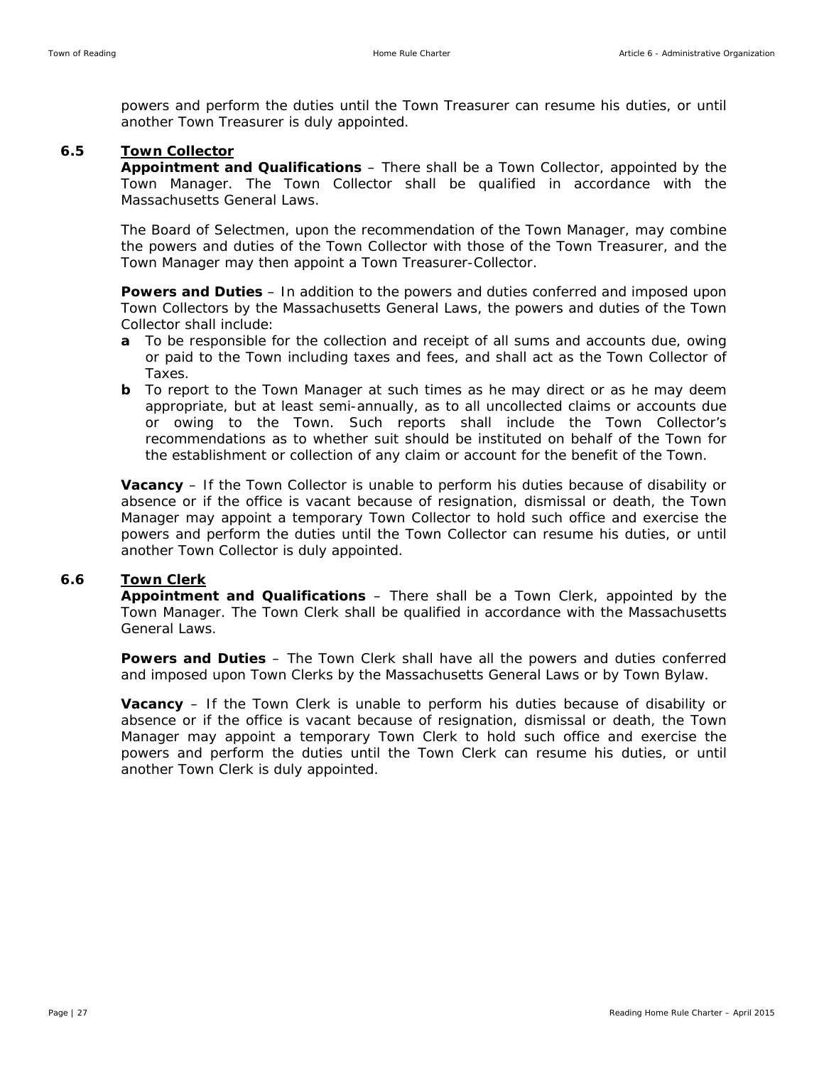powers and perform the duties until the Town Treasurer can resume his duties, or until another Town Treasurer is duly appointed.

### 6.5 Town Collector

**Appointment and Qualifications** – There shall be a Town Collector, appointed by the Town Manager. The Town Collector shall be qualified in accordance with the Massachusetts General Laws.

The Board of Selectmen, upon the recommendation of the Town Manager, may combine the powers and duties of the Town Collector with those of the Town Treasurer, and the Town Manager may then appoint a Town Treasurer-Collector.

**Powers and Duties** – In addition to the powers and duties conferred and imposed upon Town Collectors by the Massachusetts General Laws, the powers and duties of the Town Collector shall include:

- **a** To be responsible for the collection and receipt of all sums and accounts due, owing or paid to the Town including taxes and fees, and shall act as the Town Collector of Taxes.
- **b** To report to the Town Manager at such times as he may direct or as he may deem appropriate, but at least semi-annually, as to all uncollected claims or accounts due or owing to the Town. Such reports shall include the Town Collector's recommendations as to whether suit should be instituted on behalf of the Town for the establishment or collection of any claim or account for the benefit of the Town.

**Vacancy** – If the Town Collector is unable to perform his duties because of disability or absence or if the office is vacant because of resignation, dismissal or death, the Town Manager may appoint a temporary Town Collector to hold such office and exercise the powers and perform the duties until the Town Collector can resume his duties, or until another Town Collector is duly appointed.

### 6.6 Town Clerk

**Appointment and Qualifications** – There shall be a Town Clerk, appointed by the Town Manager. The Town Clerk shall be qualified in accordance with the Massachusetts General Laws.

**Powers and Duties** – The Town Clerk shall have all the powers and duties conferred and imposed upon Town Clerks by the Massachusetts General Laws or by Town Bylaw.

**Vacancy** – If the Town Clerk is unable to perform his duties because of disability or absence or if the office is vacant because of resignation, dismissal or death, the Town Manager may appoint a temporary Town Clerk to hold such office and exercise the powers and perform the duties until the Town Clerk can resume his duties, or until another Town Clerk is duly appointed.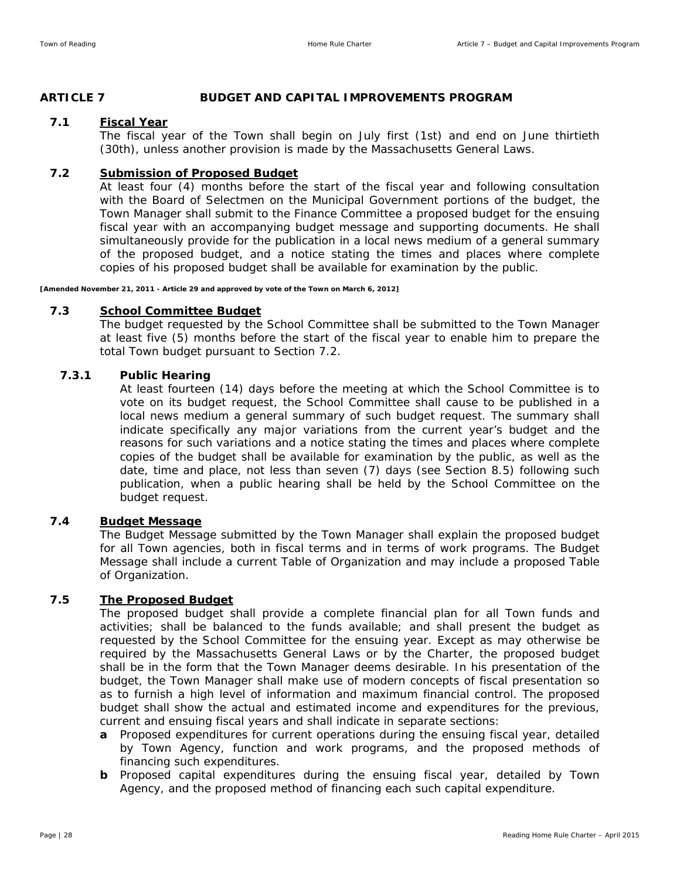## ARTICLE 7 BUDGET AND CAPITAL IMPROVEMENTS PROGRAM

### 7.1 Fiscal Year

The fiscal year of the Town shall begin on July first (1st) and end on June thirtieth (30th), unless another provision is made by the Massachusetts General Laws.

### 7.2 Submission of Proposed Budget

At least four (4) months before the start of the fiscal year and following consultation with the Board of Selectmen on the Municipal Government portions of the budget, the Town Manager shall submit to the Finance Committee a proposed budget for the ensuing fiscal year with an accompanying budget message and supporting documents. He shall simultaneously provide for the publication in a local news medium of a general summary of the proposed budget, and a notice stating the times and places where complete copies of his proposed budget shall be available for examination by the public.

**[Amended November 21, 2011 - Article 29 and approved by vote of the Town on March 6, 2012]**

### 7.3 School Committee Budget

The budget requested by the School Committee shall be submitted to the Town Manager at least five (5) months before the start of the fiscal year to enable him to prepare the total Town budget pursuant to Section 7.2.

#### 7.3.1 Public Hearing

At least fourteen (14) days before the meeting at which the School Committee is to vote on its budget request, the School Committee shall cause to be published in a local news medium a general summary of such budget request. The summary shall indicate specifically any major variations from the current year's budget and the reasons for such variations and a notice stating the times and places where complete copies of the budget shall be available for examination by the public, as well as the date, time and place, not less than seven (7) days (see Section 8.5) following such publication, when a public hearing shall be held by the School Committee on the budget request.

### 7.4 Budget Message

The Budget Message submitted by the Town Manager shall explain the proposed budget for all Town agencies, both in fiscal terms and in terms of work programs. The Budget Message shall include a current Table of Organization and may include a proposed Table of Organization.

### 7.5 The Proposed Budget

The proposed budget shall provide a complete financial plan for all Town funds and activities; shall be balanced to the funds available; and shall present the budget as requested by the School Committee for the ensuing year. Except as may otherwise be required by the Massachusetts General Laws or by the Charter, the proposed budget shall be in the form that the Town Manager deems desirable. In his presentation of the budget, the Town Manager shall make use of modern concepts of fiscal presentation so as to furnish a high level of information and maximum financial control. The proposed budget shall show the actual and estimated income and expenditures for the previous, current and ensuing fiscal years and shall indicate in separate sections:

- **a** Proposed expenditures for current operations during the ensuing fiscal year, detailed by Town Agency, function and work programs, and the proposed methods of financing such expenditures.
- **b** Proposed capital expenditures during the ensuing fiscal year, detailed by Town Agency, and the proposed method of financing each such capital expenditure.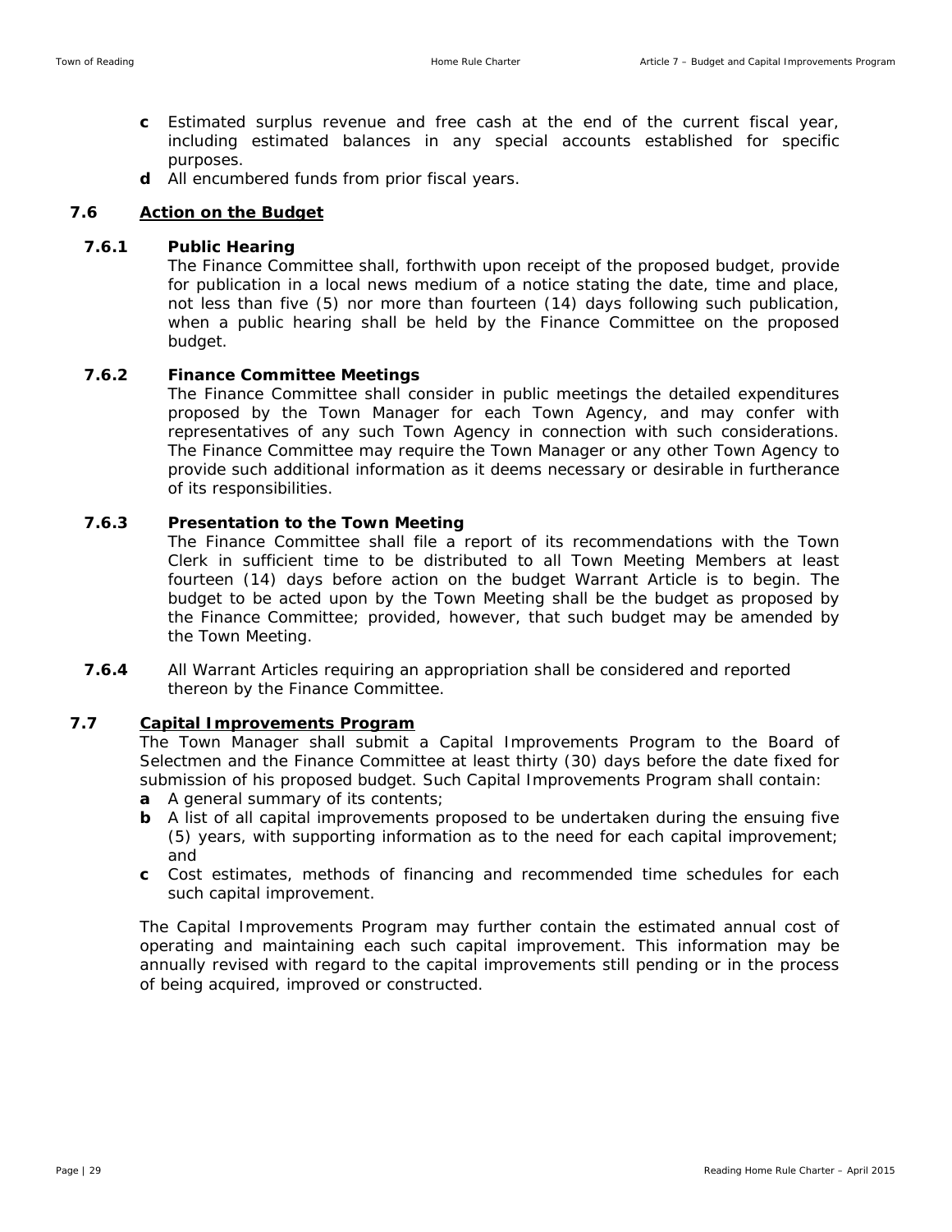**c** Estimated surplus revenue and free cash at the end of the current fiscal year, including estimated balances in any special accounts established for specific purposes.

**d** All encumbered funds from prior fiscal years.

## 7.6 Action on the Budget

### 7.6.1 Public Hearing

The Finance Committee shall, forthwith upon receipt of the proposed budget, provide for publication in a local news medium of a notice stating the date, time and place, not less than five (5) nor more than fourteen (14) days following such publication, when a public hearing shall be held by the Finance Committee on the proposed budget.

### 7.6.2 Finance Committee Meetings

The Finance Committee shall consider in public meetings the detailed expenditures proposed by the Town Manager for each Town Agency, and may confer with representatives of any such Town Agency in connection with such considerations. The Finance Committee may require the Town Manager or any other Town Agency to provide such additional information as it deems necessary or desirable in furtherance of its responsibilities.

### 7.6.3 Presentation to the Town Meeting

The Finance Committee shall file a report of its recommendations with the Town Clerk in sufficient time to be distributed to all Town Meeting Members at least fourteen (14) days before action on the budget Warrant Article is to begin. The budget to be acted upon by the Town Meeting shall be the budget as proposed by the Finance Committee; provided, however, that such budget may be amended by the Town Meeting.

**7.6.4** All Warrant Articles requiring an appropriation shall be considered and reported thereon by the Finance Committee.

## 7.7 Capital Improvements Program

The Town Manager shall submit a Capital Improvements Program to the Board of Selectmen and the Finance Committee at least thirty (30) days before the date fixed for submission of his proposed budget. Such Capital Improvements Program shall contain:

**a** A general summary of its contents;

**b** A list of all capital improvements proposed to be undertaken during the ensuing five (5) years, with supporting information as to the need for each capital improvement; and

**c** Cost estimates, methods of financing and recommended time schedules for each such capital improvement.

The Capital Improvements Program may further contain the estimated annual cost of operating and maintaining each such capital improvement. This information may be annually revised with regard to the capital improvements still pending or in the process of being acquired, improved or constructed.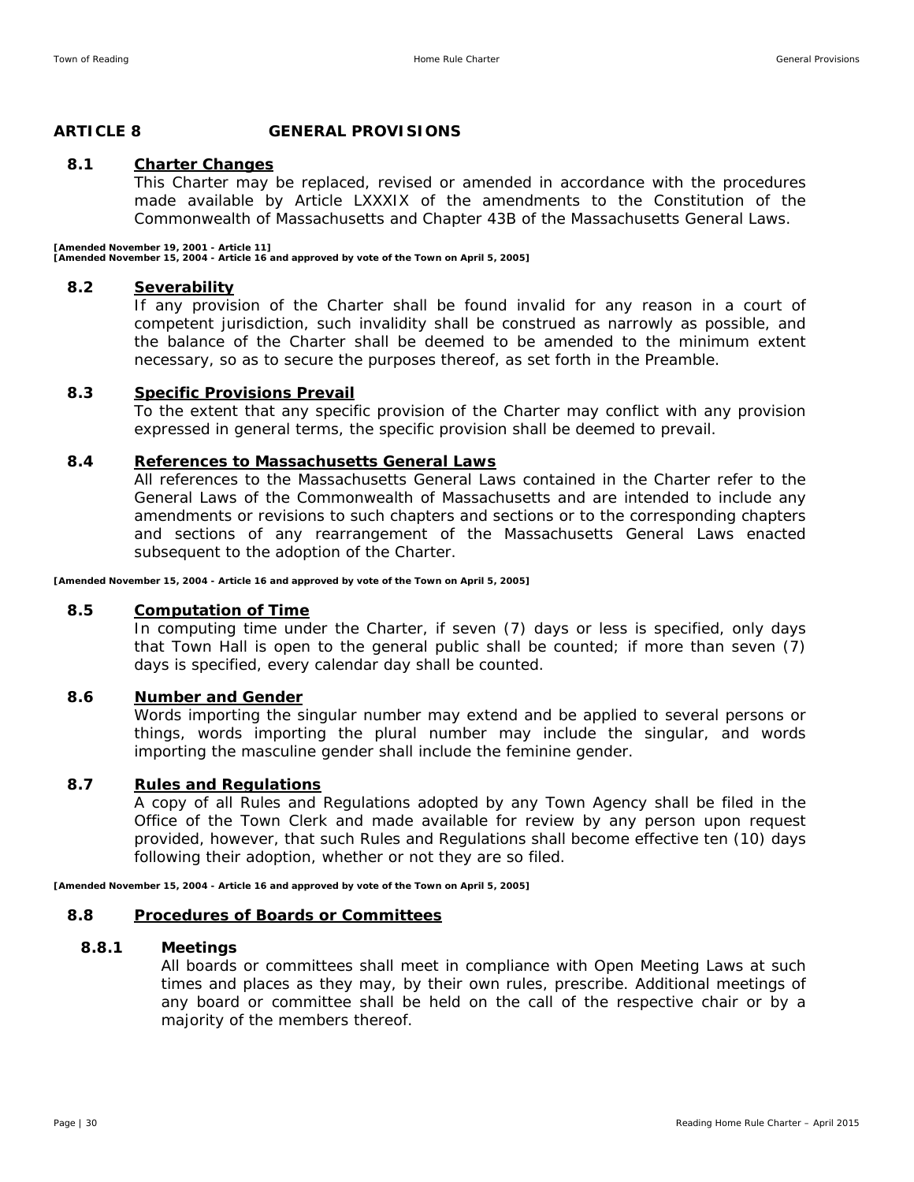## ARTICLE 8 GENERAL PROVISIONS

### 8.1 Charter Changes

This Charter may be replaced, revised or amended in accordance with the procedures made available by Article LXXXIX of the amendments to the Constitution of the Commonwealth of Massachusetts and Chapter 43B of the Massachusetts General Laws.

**[Amended November 19, 2001 - Article 11]**
**[Amended November 15, 2004 - Article 16 and approved by vote of the Town on April 5, 2005]**

### 8.2 Severability

If any provision of the Charter shall be found invalid for any reason in a court of competent jurisdiction, such invalidity shall be construed as narrowly as possible, and the balance of the Charter shall be deemed to be amended to the minimum extent necessary, so as to secure the purposes thereof, as set forth in the Preamble.

### 8.3 Specific Provisions Prevail

To the extent that any specific provision of the Charter may conflict with any provision expressed in general terms, the specific provision shall be deemed to prevail.

### 8.4 References to Massachusetts General Laws

All references to the Massachusetts General Laws contained in the Charter refer to the General Laws of the Commonwealth of Massachusetts and are intended to include any amendments or revisions to such chapters and sections or to the corresponding chapters and sections of any rearrangement of the Massachusetts General Laws enacted subsequent to the adoption of the Charter.

**[Amended November 15, 2004 - Article 16 and approved by vote of the Town on April 5, 2005]**

### 8.5 Computation of Time

In computing time under the Charter, if seven (7) days or less is specified, only days that Town Hall is open to the general public shall be counted; if more than seven (7) days is specified, every calendar day shall be counted.

### 8.6 Number and Gender

Words importing the singular number may extend and be applied to several persons or things, words importing the plural number may include the singular, and words importing the masculine gender shall include the feminine gender.

### 8.7 Rules and Regulations

A copy of all Rules and Regulations adopted by any Town Agency shall be filed in the Office of the Town Clerk and made available for review by any person upon request provided, however, that such Rules and Regulations shall become effective ten (10) days following their adoption, whether or not they are so filed.

**[Amended November 15, 2004 - Article 16 and approved by vote of the Town on April 5, 2005]**

### 8.8 Procedures of Boards or Committees

#### 8.8.1 Meetings

All boards or committees shall meet in compliance with Open Meeting Laws at such times and places as they may, by their own rules, prescribe. Additional meetings of any board or committee shall be held on the call of the respective chair or by a majority of the members thereof.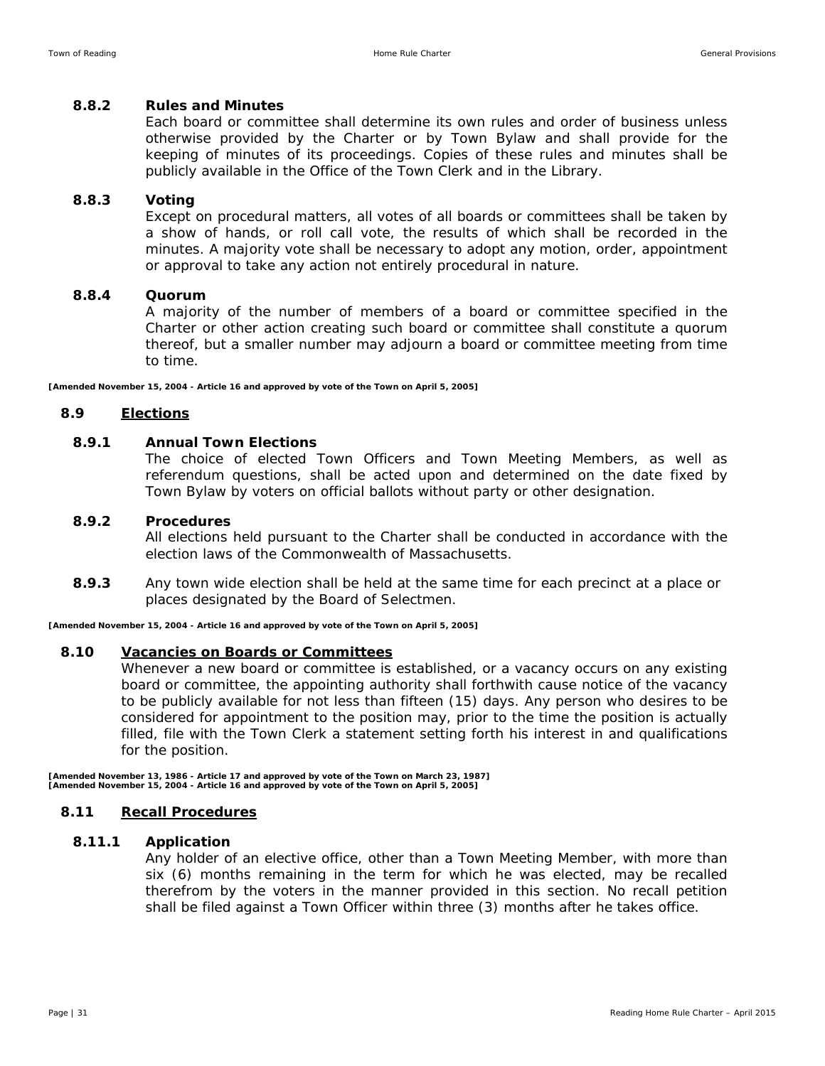### 8.8.2 Rules and Minutes

Each board or committee shall determine its own rules and order of business unless otherwise provided by the Charter or by Town Bylaw and shall provide for the keeping of minutes of its proceedings. Copies of these rules and minutes shall be publicly available in the Office of the Town Clerk and in the Library.

### 8.8.3 Voting

Except on procedural matters, all votes of all boards or committees shall be taken by a show of hands, or roll call vote, the results of which shall be recorded in the minutes. A majority vote shall be necessary to adopt any motion, order, appointment or approval to take any action not entirely procedural in nature.

### 8.8.4 Quorum

A majority of the number of members of a board or committee specified in the Charter or other action creating such board or committee shall constitute a quorum thereof, but a smaller number may adjourn a board or committee meeting from time to time.

**[Amended November 15, 2004 - Article 16 and approved by vote of the Town on April 5, 2005]**

## 8.9 Elections

### 8.9.1 Annual Town Elections

The choice of elected Town Officers and Town Meeting Members, as well as referendum questions, shall be acted upon and determined on the date fixed by Town Bylaw by voters on official ballots without party or other designation.

### 8.9.2 Procedures

All elections held pursuant to the Charter shall be conducted in accordance with the election laws of the Commonwealth of Massachusetts.

**8.9.3** Any town wide election shall be held at the same time for each precinct at a place or places designated by the Board of Selectmen.

**[Amended November 15, 2004 - Article 16 and approved by vote of the Town on April 5, 2005]**

## 8.10 Vacancies on Boards or Committees

Whenever a new board or committee is established, or a vacancy occurs on any existing board or committee, the appointing authority shall forthwith cause notice of the vacancy to be publicly available for not less than fifteen (15) days. Any person who desires to be considered for appointment to the position may, prior to the time the position is actually filled, file with the Town Clerk a statement setting forth his interest in and qualifications for the position.

**[Amended November 13, 1986 - Article 17 and approved by vote of the Town on March 23, 1987]**
**[Amended November 15, 2004 - Article 16 and approved by vote of the Town on April 5, 2005]**

## 8.11 Recall Procedures

### 8.11.1 Application

Any holder of an elective office, other than a Town Meeting Member, with more than six (6) months remaining in the term for which he was elected, may be recalled therefrom by the voters in the manner provided in this section. No recall petition shall be filed against a Town Officer within three (3) months after he takes office.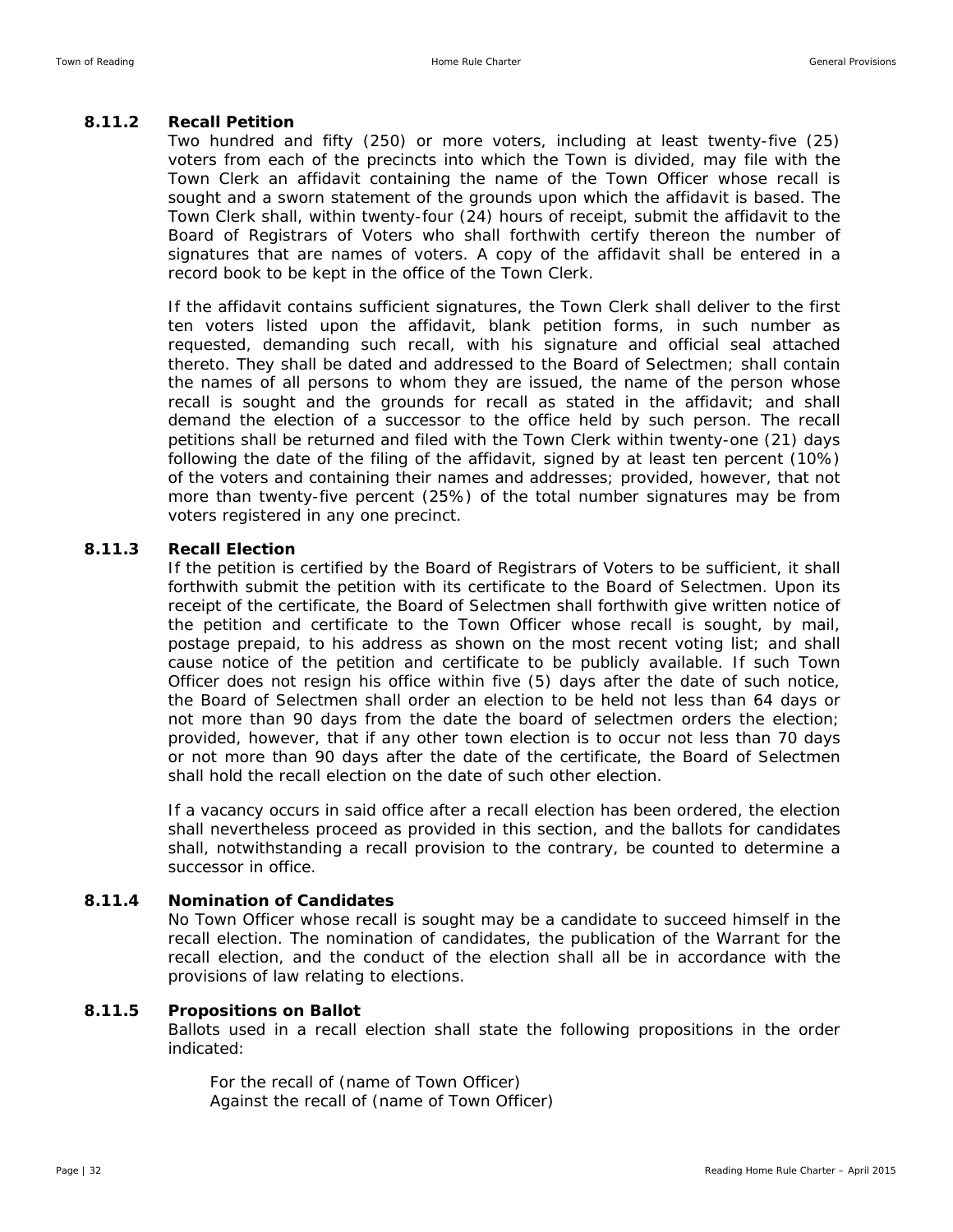### 8.11.2 Recall Petition

Two hundred and fifty (250) or more voters, including at least twenty-five (25) voters from each of the precincts into which the Town is divided, may file with the Town Clerk an affidavit containing the name of the Town Officer whose recall is sought and a sworn statement of the grounds upon which the affidavit is based. The Town Clerk shall, within twenty-four (24) hours of receipt, submit the affidavit to the Board of Registrars of Voters who shall forthwith certify thereon the number of signatures that are names of voters. A copy of the affidavit shall be entered in a record book to be kept in the office of the Town Clerk.

If the affidavit contains sufficient signatures, the Town Clerk shall deliver to the first ten voters listed upon the affidavit, blank petition forms, in such number as requested, demanding such recall, with his signature and official seal attached thereto. They shall be dated and addressed to the Board of Selectmen; shall contain the names of all persons to whom they are issued, the name of the person whose recall is sought and the grounds for recall as stated in the affidavit; and shall demand the election of a successor to the office held by such person. The recall petitions shall be returned and filed with the Town Clerk within twenty-one (21) days following the date of the filing of the affidavit, signed by at least ten percent (10%) of the voters and containing their names and addresses; provided, however, that not more than twenty-five percent (25%) of the total number signatures may be from voters registered in any one precinct.

### 8.11.3 Recall Election

If the petition is certified by the Board of Registrars of Voters to be sufficient, it shall forthwith submit the petition with its certificate to the Board of Selectmen. Upon its receipt of the certificate, the Board of Selectmen shall forthwith give written notice of the petition and certificate to the Town Officer whose recall is sought, by mail, postage prepaid, to his address as shown on the most recent voting list; and shall cause notice of the petition and certificate to be publicly available. If such Town Officer does not resign his office within five (5) days after the date of such notice, the Board of Selectmen shall order an election to be held not less than 64 days or not more than 90 days from the date the board of selectmen orders the election; provided, however, that if any other town election is to occur not less than 70 days or not more than 90 days after the date of the certificate, the Board of Selectmen shall hold the recall election on the date of such other election.

If a vacancy occurs in said office after a recall election has been ordered, the election shall nevertheless proceed as provided in this section, and the ballots for candidates shall, notwithstanding a recall provision to the contrary, be counted to determine a successor in office.

### 8.11.4 Nomination of Candidates

No Town Officer whose recall is sought may be a candidate to succeed himself in the recall election. The nomination of candidates, the publication of the Warrant for the recall election, and the conduct of the election shall all be in accordance with the provisions of law relating to elections.

### 8.11.5 Propositions on Ballot

Ballots used in a recall election shall state the following propositions in the order indicated:

For the recall of (name of Town Officer)
Against the recall of (name of Town Officer)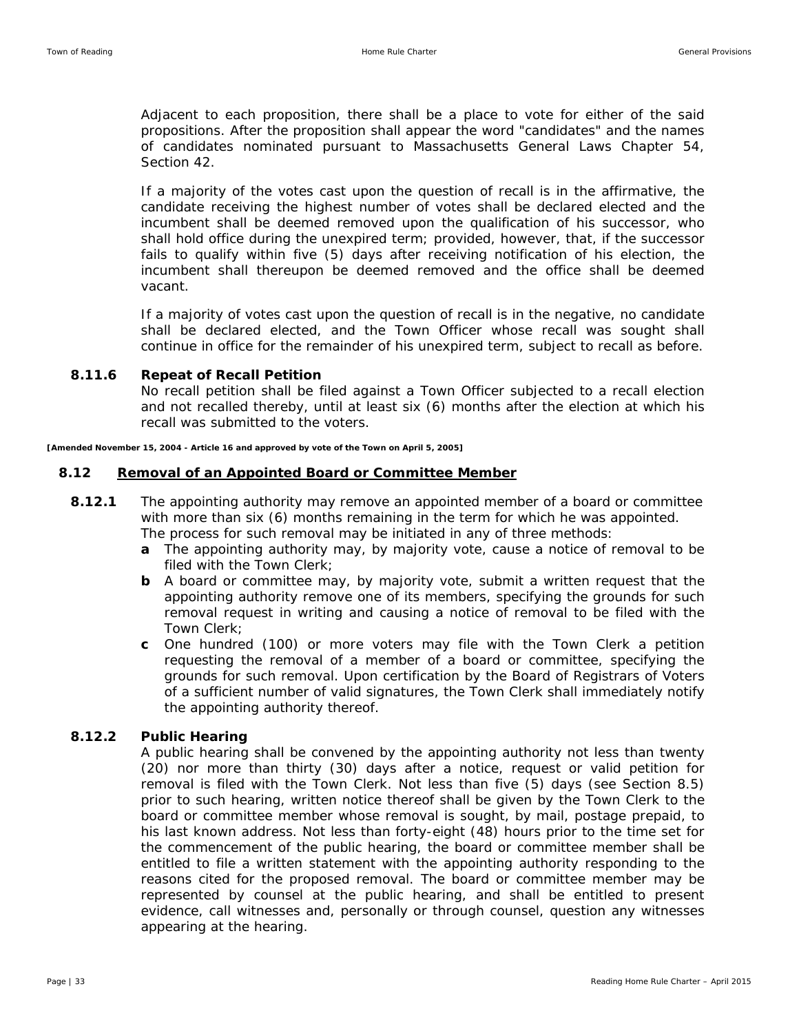Adjacent to each proposition, there shall be a place to vote for either of the said propositions. After the proposition shall appear the word "candidates" and the names of candidates nominated pursuant to Massachusetts General Laws Chapter 54, Section 42.

If a majority of the votes cast upon the question of recall is in the affirmative, the candidate receiving the highest number of votes shall be declared elected and the incumbent shall be deemed removed upon the qualification of his successor, who shall hold office during the unexpired term; provided, however, that, if the successor fails to qualify within five (5) days after receiving notification of his election, the incumbent shall thereupon be deemed removed and the office shall be deemed vacant.

If a majority of votes cast upon the question of recall is in the negative, no candidate shall be declared elected, and the Town Officer whose recall was sought shall continue in office for the remainder of his unexpired term, subject to recall as before.

#### 8.11.6 Repeat of Recall Petition

No recall petition shall be filed against a Town Officer subjected to a recall election and not recalled thereby, until at least six (6) months after the election at which his recall was submitted to the voters.

**[Amended November 15, 2004 - Article 16 and approved by vote of the Town on April 5, 2005]**

### 8.12 Removal of an Appointed Board or Committee Member

**8.12.1** The appointing authority may remove an appointed member of a board or committee with more than six (6) months remaining in the term for which he was appointed. The process for such removal may be initiated in any of three methods:

- **a** The appointing authority may, by majority vote, cause a notice of removal to be filed with the Town Clerk;
- **b** A board or committee may, by majority vote, submit a written request that the appointing authority remove one of its members, specifying the grounds for such removal request in writing and causing a notice of removal to be filed with the Town Clerk;
- **c** One hundred (100) or more voters may file with the Town Clerk a petition requesting the removal of a member of a board or committee, specifying the grounds for such removal. Upon certification by the Board of Registrars of Voters of a sufficient number of valid signatures, the Town Clerk shall immediately notify the appointing authority thereof.

#### 8.12.2 Public Hearing

A public hearing shall be convened by the appointing authority not less than twenty (20) nor more than thirty (30) days after a notice, request or valid petition for removal is filed with the Town Clerk. Not less than five (5) days (see Section 8.5) prior to such hearing, written notice thereof shall be given by the Town Clerk to the board or committee member whose removal is sought, by mail, postage prepaid, to his last known address. Not less than forty-eight (48) hours prior to the time set for the commencement of the public hearing, the board or committee member shall be entitled to file a written statement with the appointing authority responding to the reasons cited for the proposed removal. The board or committee member may be represented by counsel at the public hearing, and shall be entitled to present evidence, call witnesses and, personally or through counsel, question any witnesses appearing at the hearing.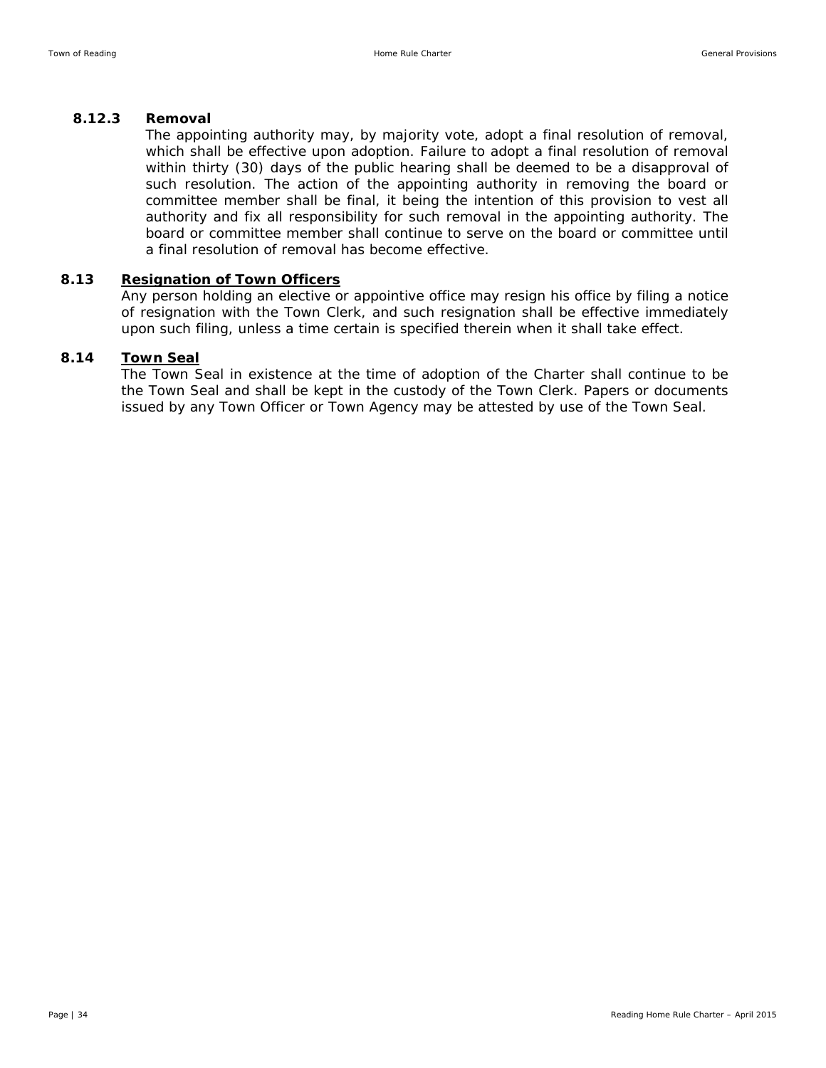#### 8.12.3 Removal

The appointing authority may, by majority vote, adopt a final resolution of removal, which shall be effective upon adoption. Failure to adopt a final resolution of removal within thirty (30) days of the public hearing shall be deemed to be a disapproval of such resolution. The action of the appointing authority in removing the board or committee member shall be final, it being the intention of this provision to vest all authority and fix all responsibility for such removal in the appointing authority. The board or committee member shall continue to serve on the board or committee until a final resolution of removal has become effective.

### 8.13 Resignation of Town Officers

Any person holding an elective or appointive office may resign his office by filing a notice of resignation with the Town Clerk, and such resignation shall be effective immediately upon such filing, unless a time certain is specified therein when it shall take effect.

### 8.14 Town Seal

The Town Seal in existence at the time of adoption of the Charter shall continue to be the Town Seal and shall be kept in the custody of the Town Clerk. Papers or documents issued by any Town Officer or Town Agency may be attested by use of the Town Seal.